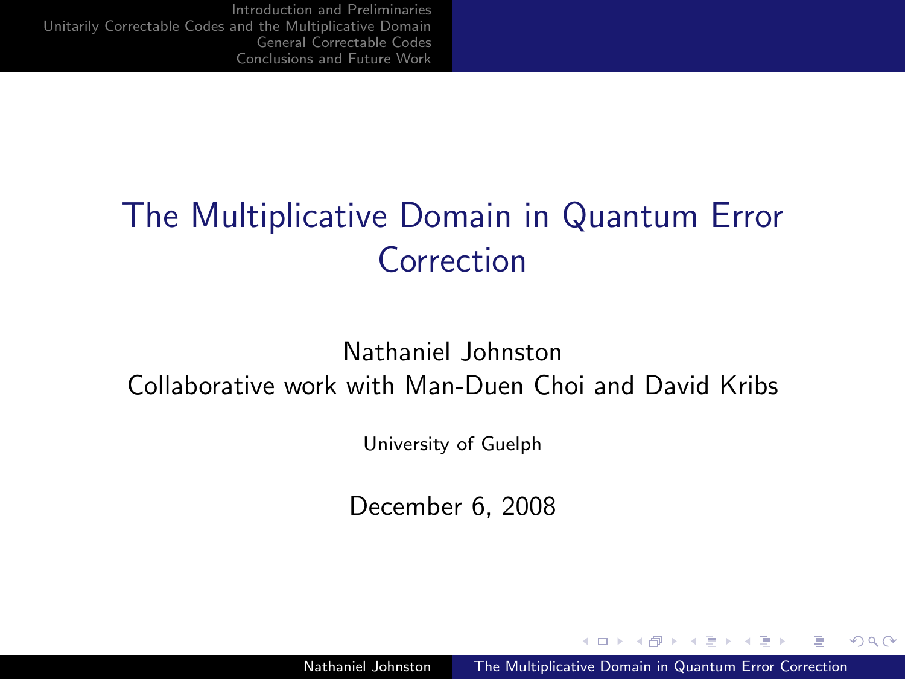# The Multiplicative Domain in Quantum Error Correction

Nathaniel Johnston
Collaborative work with Man-Duen Choi and David Kribs

University of Guelph

December 6, 2008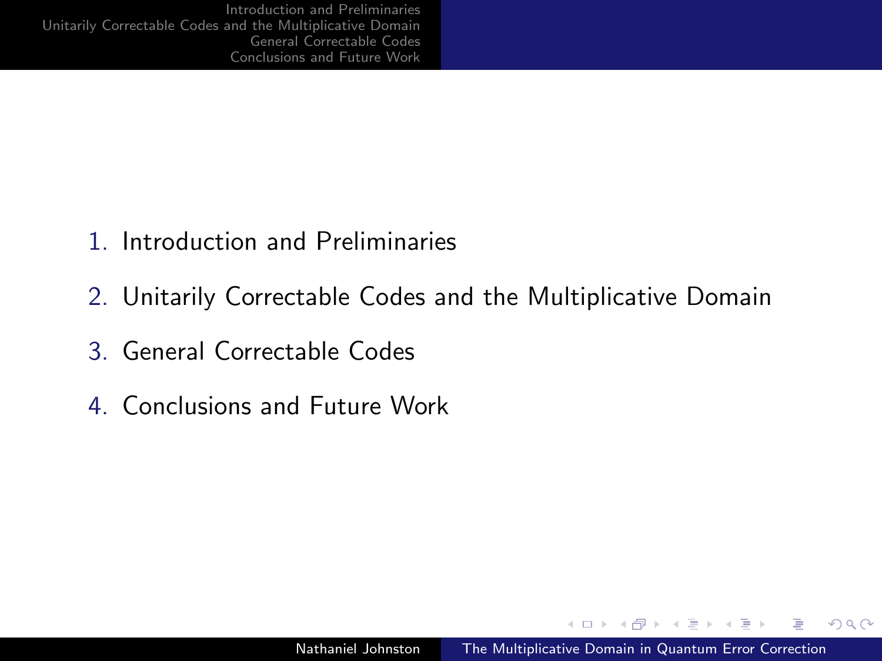1. Introduction and Preliminaries
2. Unitarily Correctable Codes and the Multiplicative Domain
3. General Correctable Codes
4. Conclusions and Future Work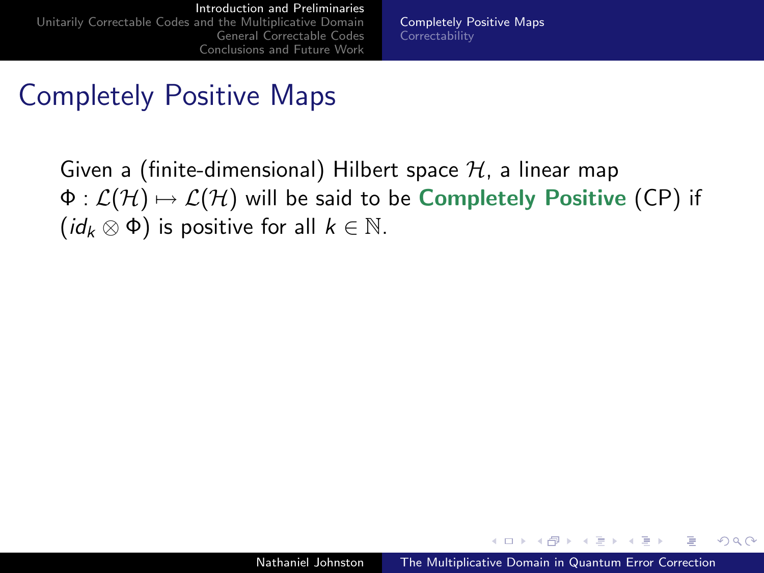# Completely Positive Maps

Given a (finite-dimensional) Hilbert space $\mathcal{H}$, a linear map $\Phi : \mathcal{L}(\mathcal{H}) \mapsto \mathcal{L}(\mathcal{H})$ will be said to be **Completely Positive** (CP) if $(id_k \otimes \Phi)$ is positive for all $k \in \mathbb{N}$.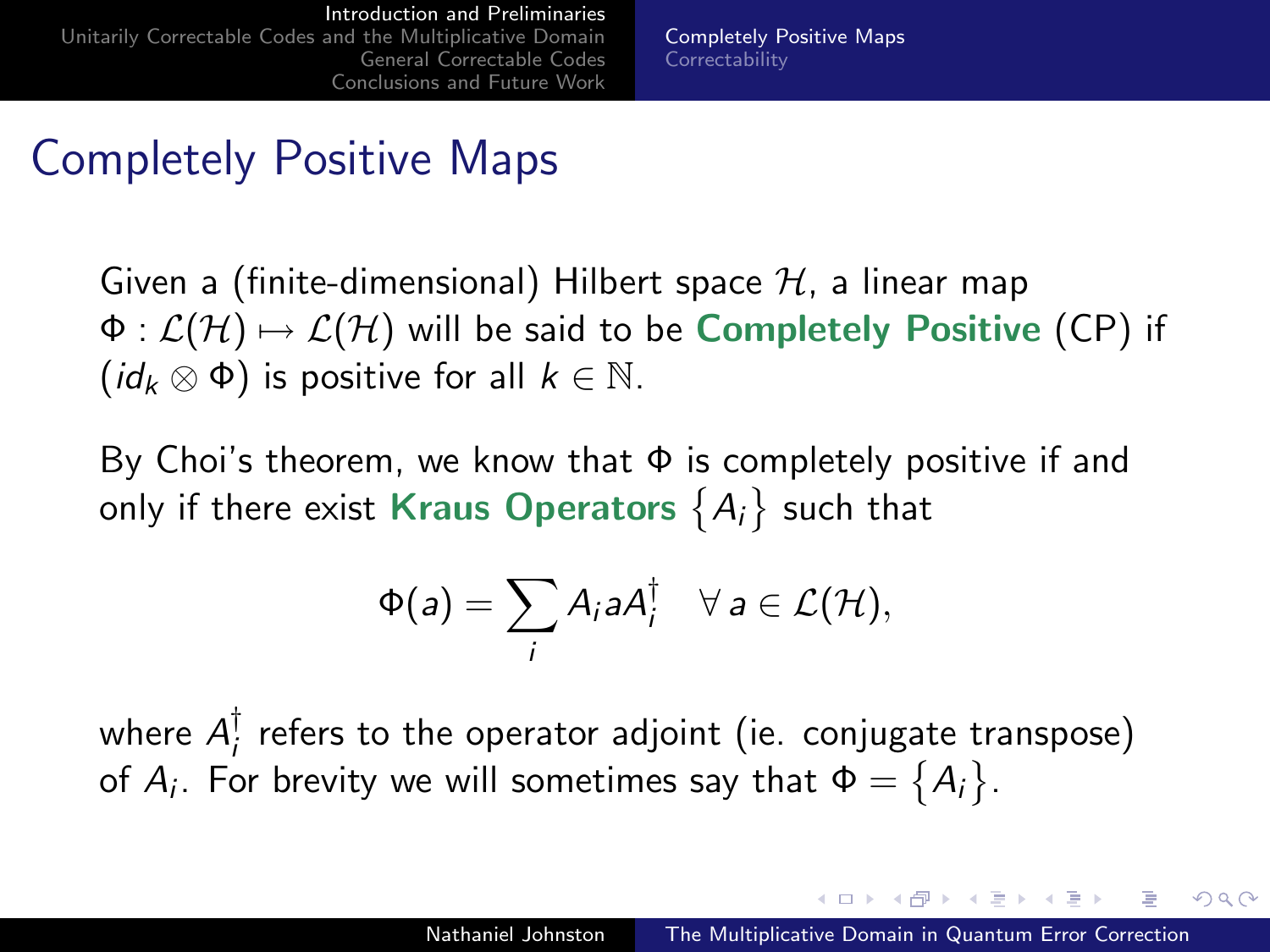# Completely Positive Maps

Given a (finite-dimensional) Hilbert space $\mathcal{H}$, a linear map $\Phi : \mathcal{L}(\mathcal{H}) \mapsto \mathcal{L}(\mathcal{H})$ will be said to be **Completely Positive** (CP) if $(id_k \otimes \Phi)$ is positive for all $k \in \mathbb{N}$.

By Choi's theorem, we know that $\Phi$ is completely positive if and only if there exist **Kraus Operators** $\{A_i\}$ such that

$$\Phi(a) = \sum_i A_i a A_i^\dagger \quad \forall\, a \in \mathcal{L}(\mathcal{H}),$$

where $A_i^\dagger$ refers to the operator adjoint (ie. conjugate transpose) of $A_i$. For brevity we will sometimes say that $\Phi = \{A_i\}$.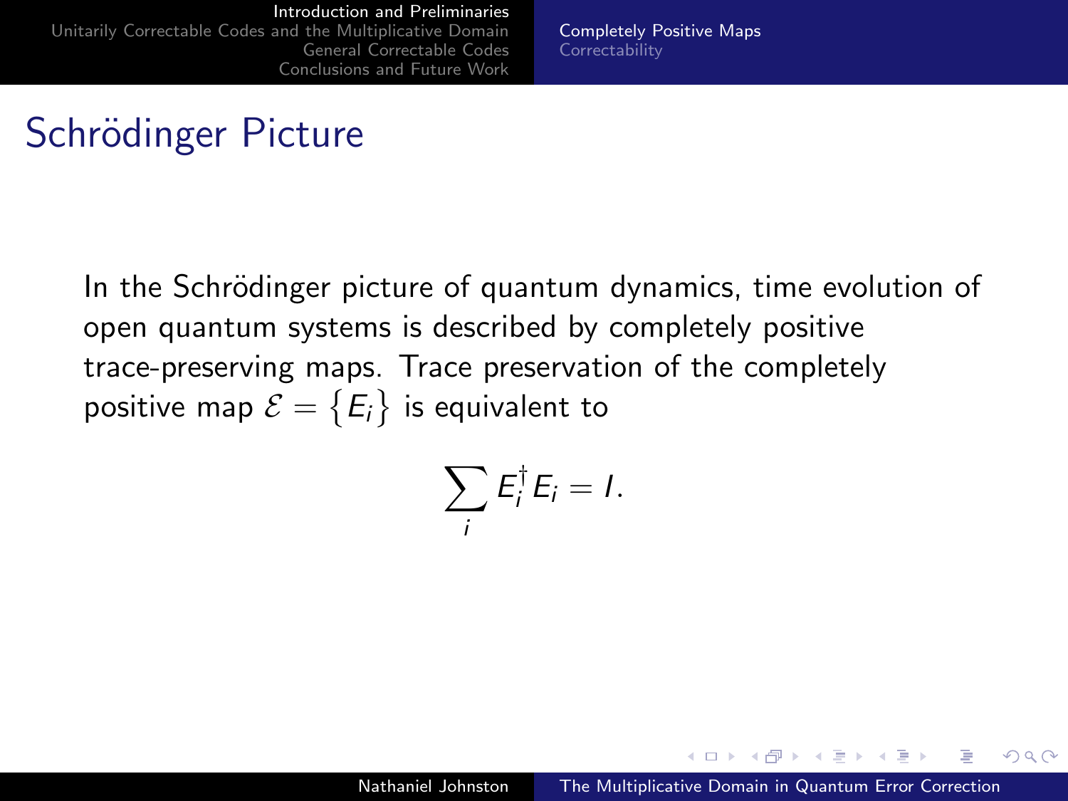# Schrödinger Picture

In the Schrödinger picture of quantum dynamics, time evolution of open quantum systems is described by completely positive trace-preserving maps. Trace preservation of the completely positive map $\mathcal{E} = \{E_i\}$ is equivalent to

$$\sum_i E_i^\dagger E_i = I.$$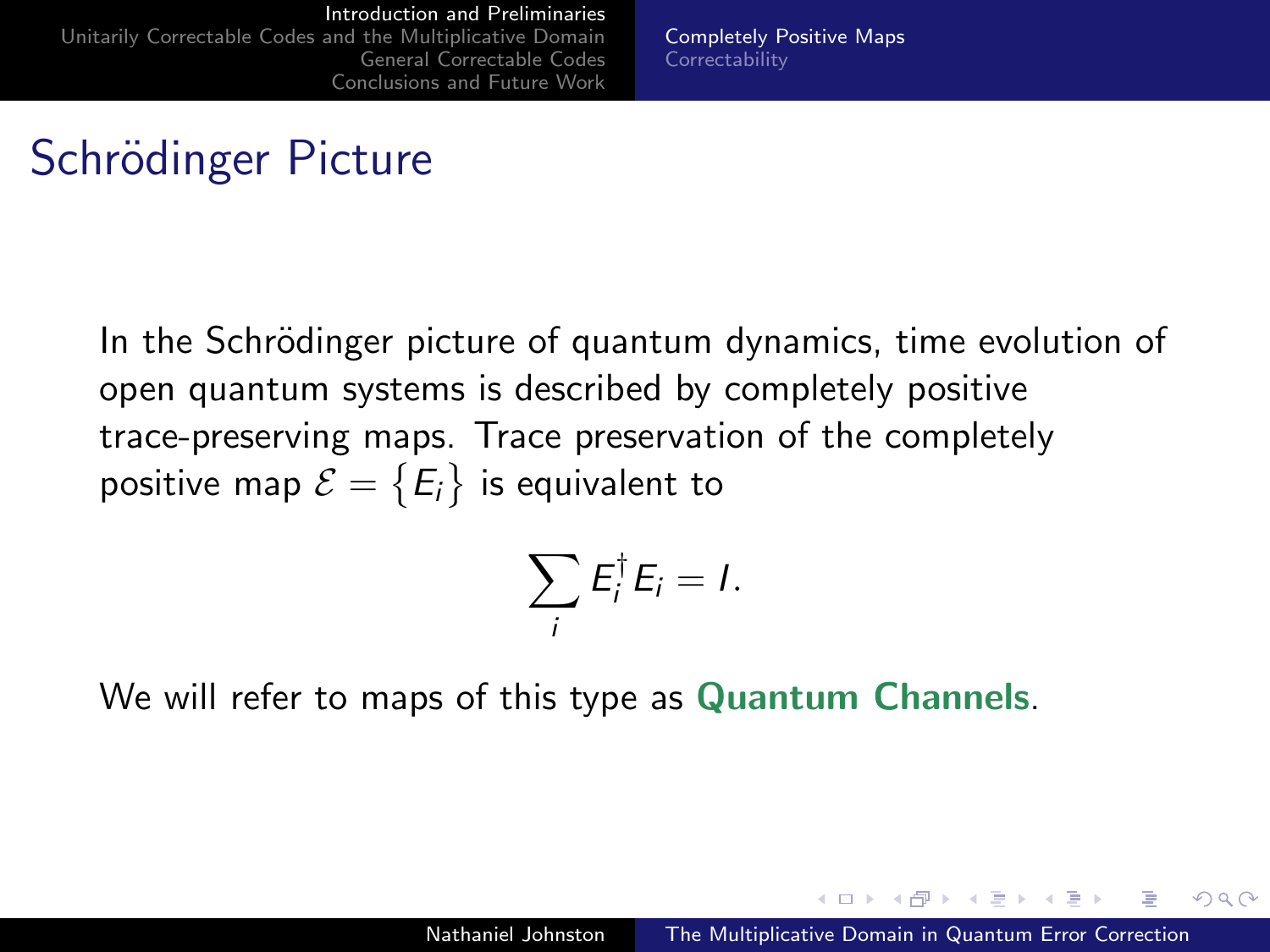# Schrödinger Picture

In the Schrödinger picture of quantum dynamics, time evolution of open quantum systems is described by completely positive trace-preserving maps. Trace preservation of the completely positive map $\mathcal{E} = \{E_i\}$ is equivalent to

$$\sum_i E_i^\dagger E_i = I.$$

We will refer to maps of this type as **Quantum Channels**.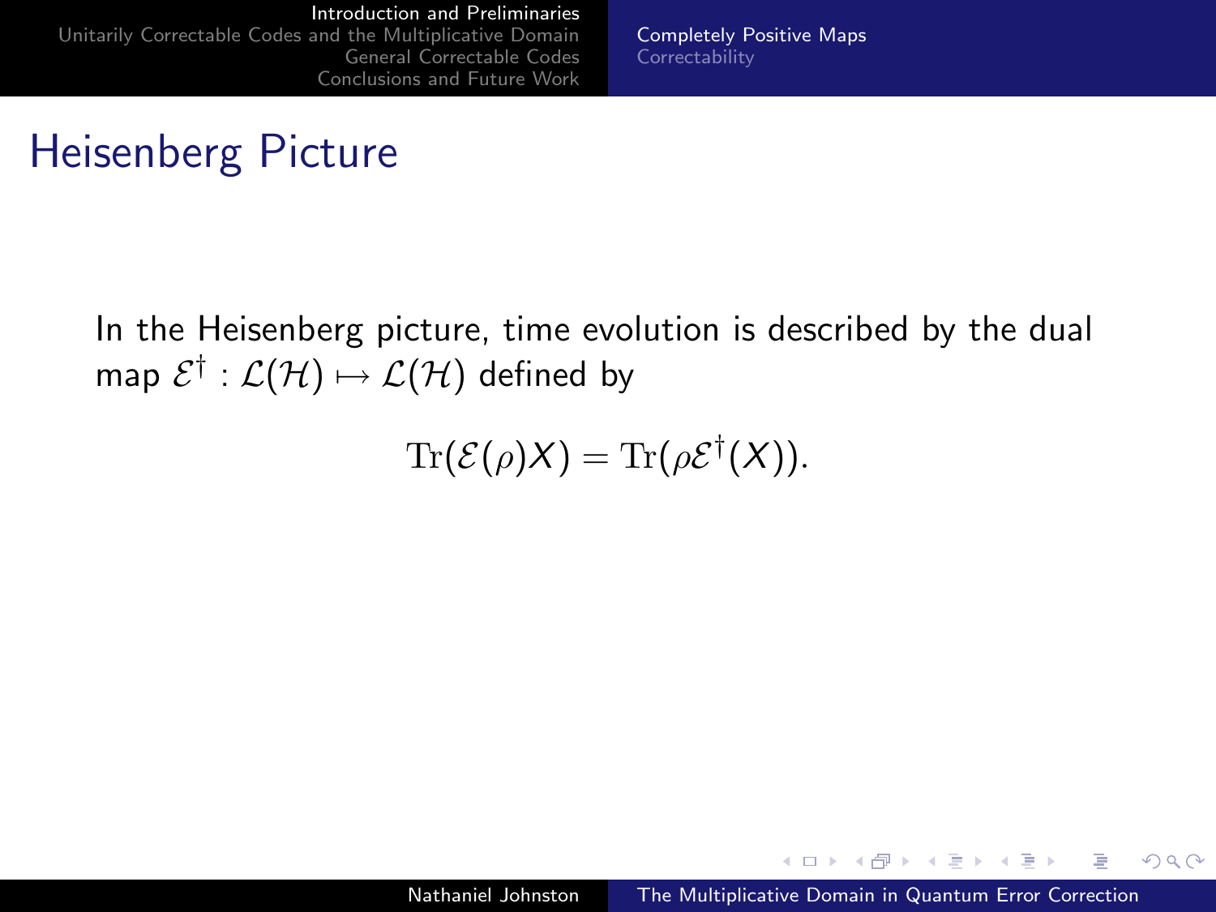# Heisenberg Picture

In the Heisenberg picture, time evolution is described by the dual map $\mathcal{E}^\dagger : \mathcal{L}(\mathcal{H}) \mapsto \mathcal{L}(\mathcal{H})$ defined by

$$\mathrm{Tr}(\mathcal{E}(\rho)X) = \mathrm{Tr}(\rho\mathcal{E}^\dagger(X)).$$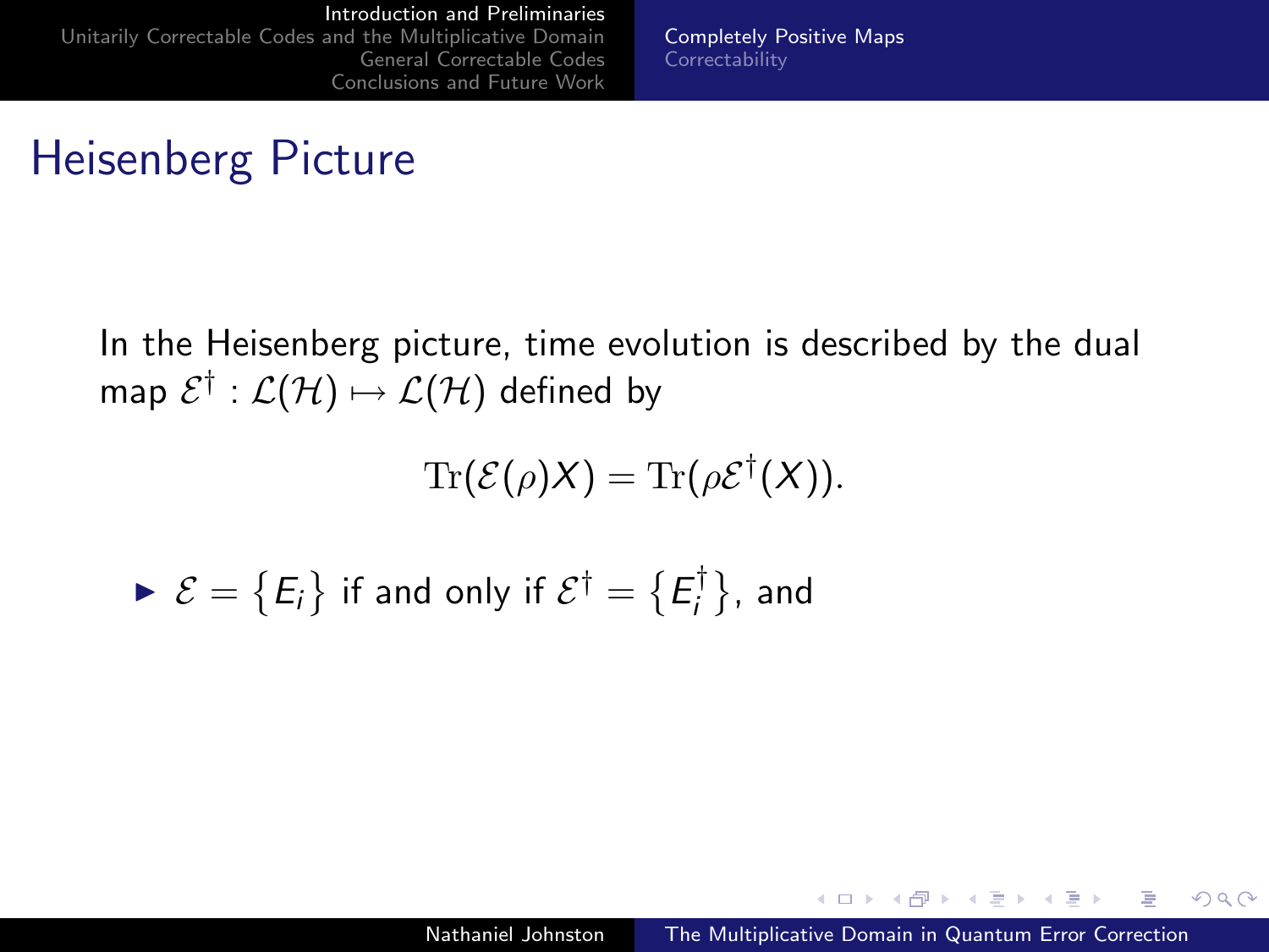# Heisenberg Picture

In the Heisenberg picture, time evolution is described by the dual map $\mathcal{E}^\dagger : \mathcal{L}(\mathcal{H}) \mapsto \mathcal{L}(\mathcal{H})$ defined by

$$\mathrm{Tr}(\mathcal{E}(\rho)X) = \mathrm{Tr}(\rho\mathcal{E}^\dagger(X)).$$

- $\mathcal{E} = \{E_i\}$ if and only if $\mathcal{E}^\dagger = \{E_i^\dagger\}$, and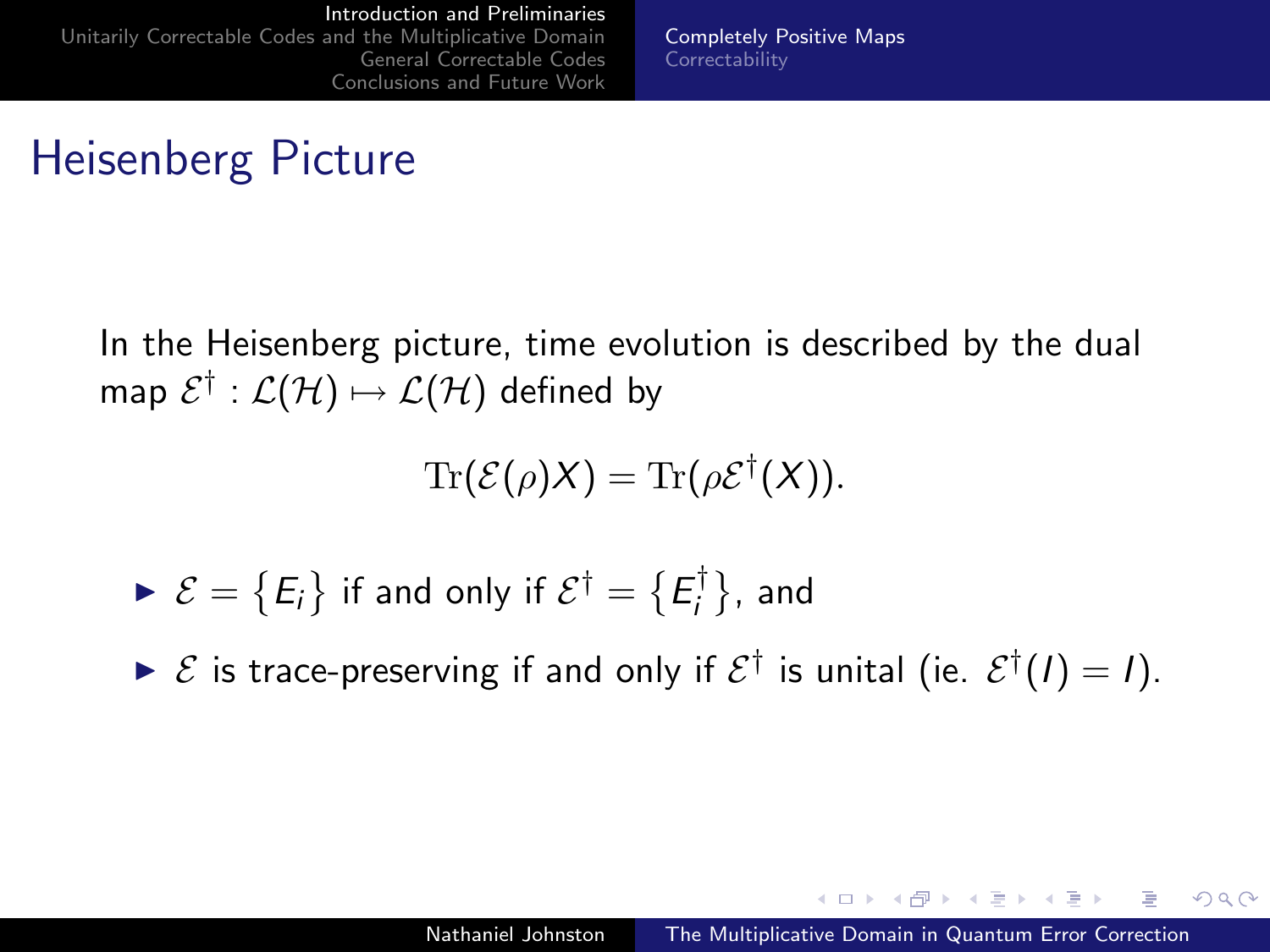# Heisenberg Picture

In the Heisenberg picture, time evolution is described by the dual map $\mathcal{E}^\dagger : \mathcal{L}(\mathcal{H}) \mapsto \mathcal{L}(\mathcal{H})$ defined by

$$\mathrm{Tr}(\mathcal{E}(\rho)X) = \mathrm{Tr}(\rho\mathcal{E}^\dagger(X)).$$

- $\mathcal{E} = \{E_i\}$ if and only if $\mathcal{E}^\dagger = \{E_i^\dagger\}$, and
- $\mathcal{E}$ is trace-preserving if and only if $\mathcal{E}^\dagger$ is unital (ie. $\mathcal{E}^\dagger(I) = I$).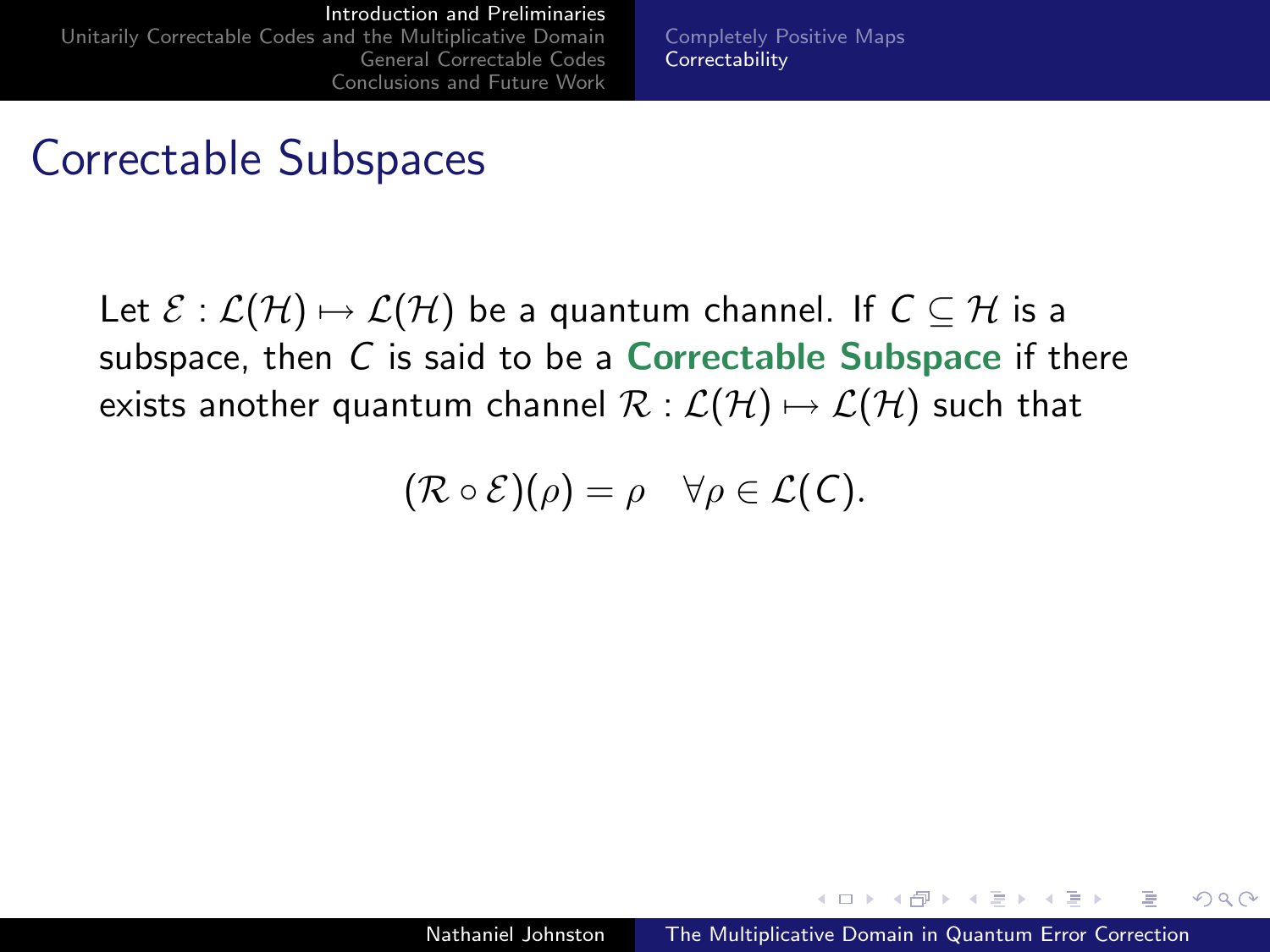## Correctable Subspaces

Let $\mathcal{E} : \mathcal{L}(\mathcal{H}) \mapsto \mathcal{L}(\mathcal{H})$ be a quantum channel. If $C \subseteq \mathcal{H}$ is a subspace, then $C$ is said to be a **Correctable Subspace** if there exists another quantum channel $\mathcal{R} : \mathcal{L}(\mathcal{H}) \mapsto \mathcal{L}(\mathcal{H})$ such that

$$(\mathcal{R} \circ \mathcal{E})(\rho) = \rho \quad \forall \rho \in \mathcal{L}(C).$$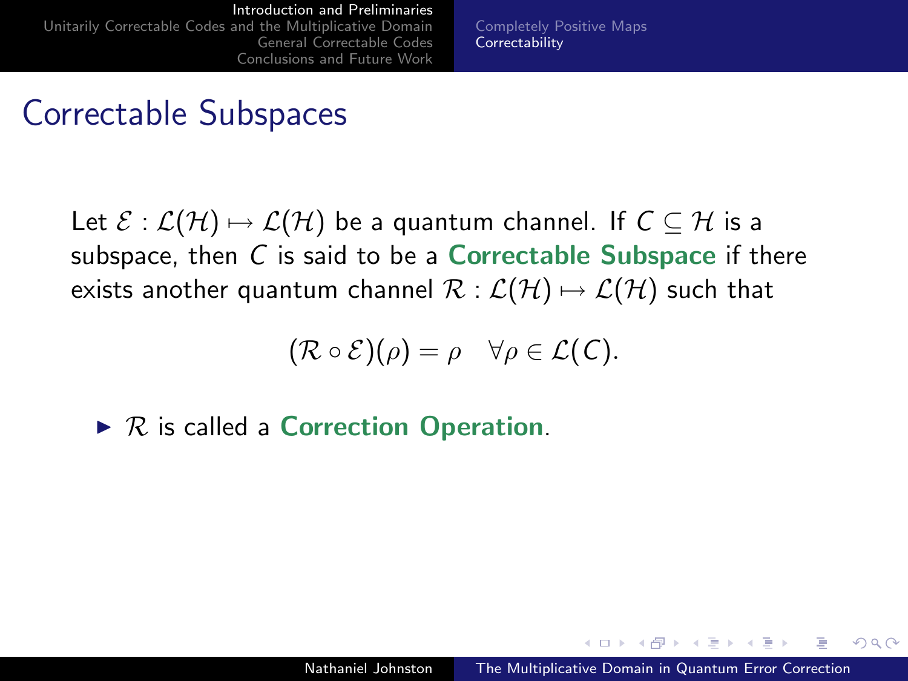# Correctable Subspaces

Let $\mathcal{E} : \mathcal{L}(\mathcal{H}) \mapsto \mathcal{L}(\mathcal{H})$ be a quantum channel. If $C \subseteq \mathcal{H}$ is a subspace, then $C$ is said to be a **Correctable Subspace** if there exists another quantum channel $\mathcal{R} : \mathcal{L}(\mathcal{H}) \mapsto \mathcal{L}(\mathcal{H})$ such that

$$(\mathcal{R} \circ \mathcal{E})(\rho) = \rho \quad \forall \rho \in \mathcal{L}(C).$$

- $\mathcal{R}$ is called a **Correction Operation**.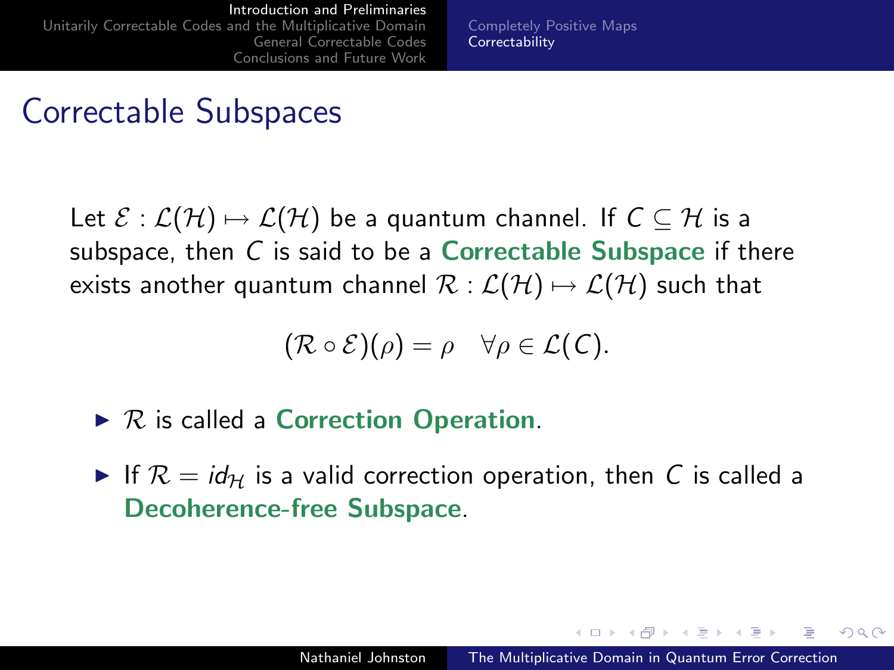## Correctable Subspaces

Let $\mathcal{E} : \mathcal{L}(\mathcal{H}) \mapsto \mathcal{L}(\mathcal{H})$ be a quantum channel. If $C \subseteq \mathcal{H}$ is a subspace, then $C$ is said to be a **Correctable Subspace** if there exists another quantum channel $\mathcal{R} : \mathcal{L}(\mathcal{H}) \mapsto \mathcal{L}(\mathcal{H})$ such that

$$(\mathcal{R} \circ \mathcal{E})(\rho) = \rho \quad \forall \rho \in \mathcal{L}(C).$$

- $\mathcal{R}$ is called a **Correction Operation**.
- If $\mathcal{R} = id_{\mathcal{H}}$ is a valid correction operation, then $C$ is called a **Decoherence-free Subspace**.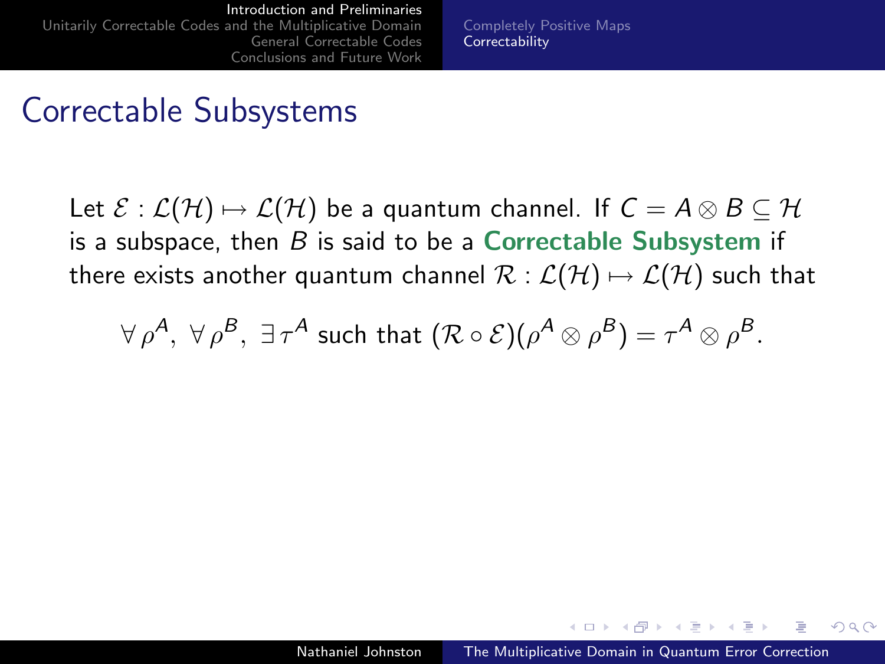## Correctable Subsystems

Let $\mathcal{E} : \mathcal{L}(\mathcal{H}) \mapsto \mathcal{L}(\mathcal{H})$ be a quantum channel. If $C = A \otimes B \subseteq \mathcal{H}$ is a subspace, then $B$ is said to be a **Correctable Subsystem** if there exists another quantum channel $\mathcal{R} : \mathcal{L}(\mathcal{H}) \mapsto \mathcal{L}(\mathcal{H})$ such that

$$\forall \, \rho^A, \; \forall \, \rho^B, \; \exists \, \tau^A \text{ such that } (\mathcal{R} \circ \mathcal{E})(\rho^A \otimes \rho^B) = \tau^A \otimes \rho^B.$$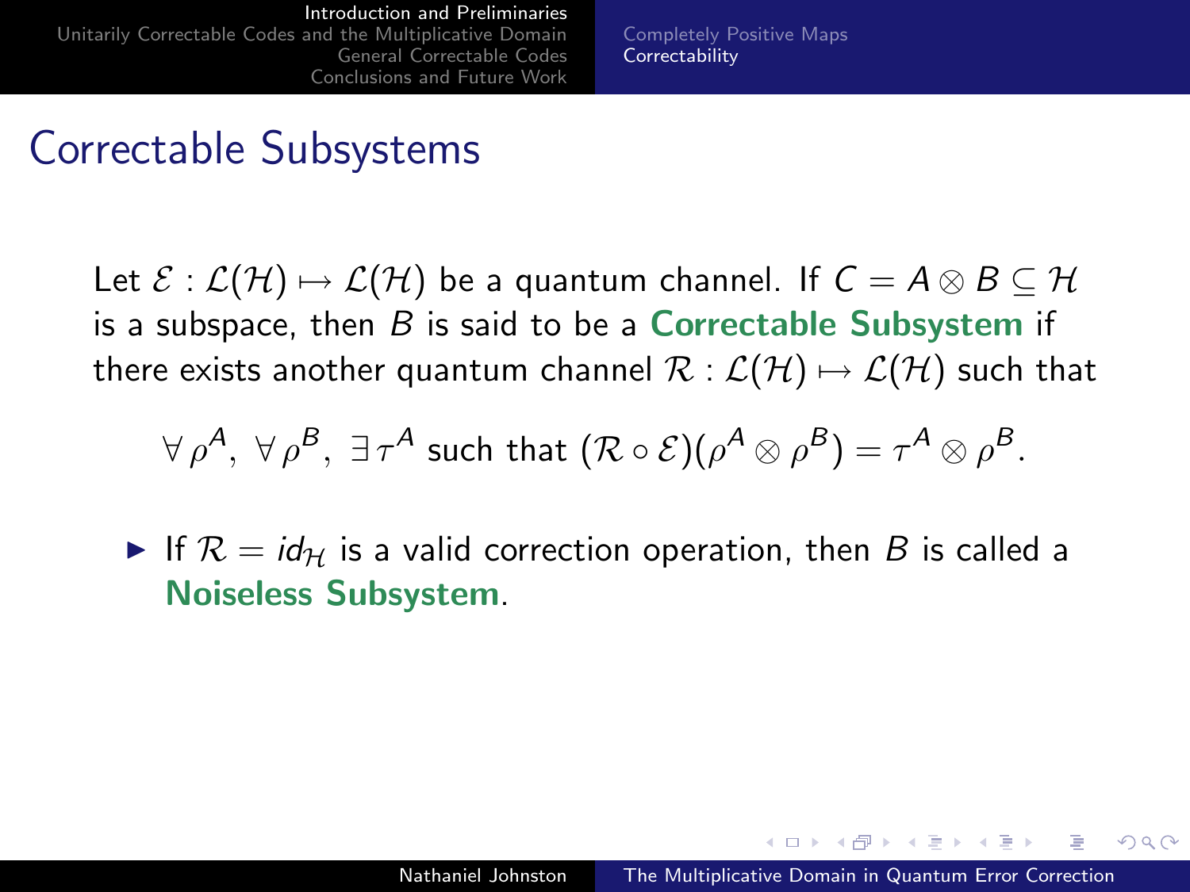# Correctable Subsystems

Let $\mathcal{E} : \mathcal{L}(\mathcal{H}) \mapsto \mathcal{L}(\mathcal{H})$ be a quantum channel. If $C = A \otimes B \subseteq \mathcal{H}$ is a subspace, then $B$ is said to be a **Correctable Subsystem** if there exists another quantum channel $\mathcal{R} : \mathcal{L}(\mathcal{H}) \mapsto \mathcal{L}(\mathcal{H})$ such that

$$\forall \rho^A, \; \forall \rho^B, \; \exists \tau^A \text{ such that } (\mathcal{R} \circ \mathcal{E})(\rho^A \otimes \rho^B) = \tau^A \otimes \rho^B.$$

- If $\mathcal{R} = id_{\mathcal{H}}$ is a valid correction operation, then $B$ is called a **Noiseless Subsystem**.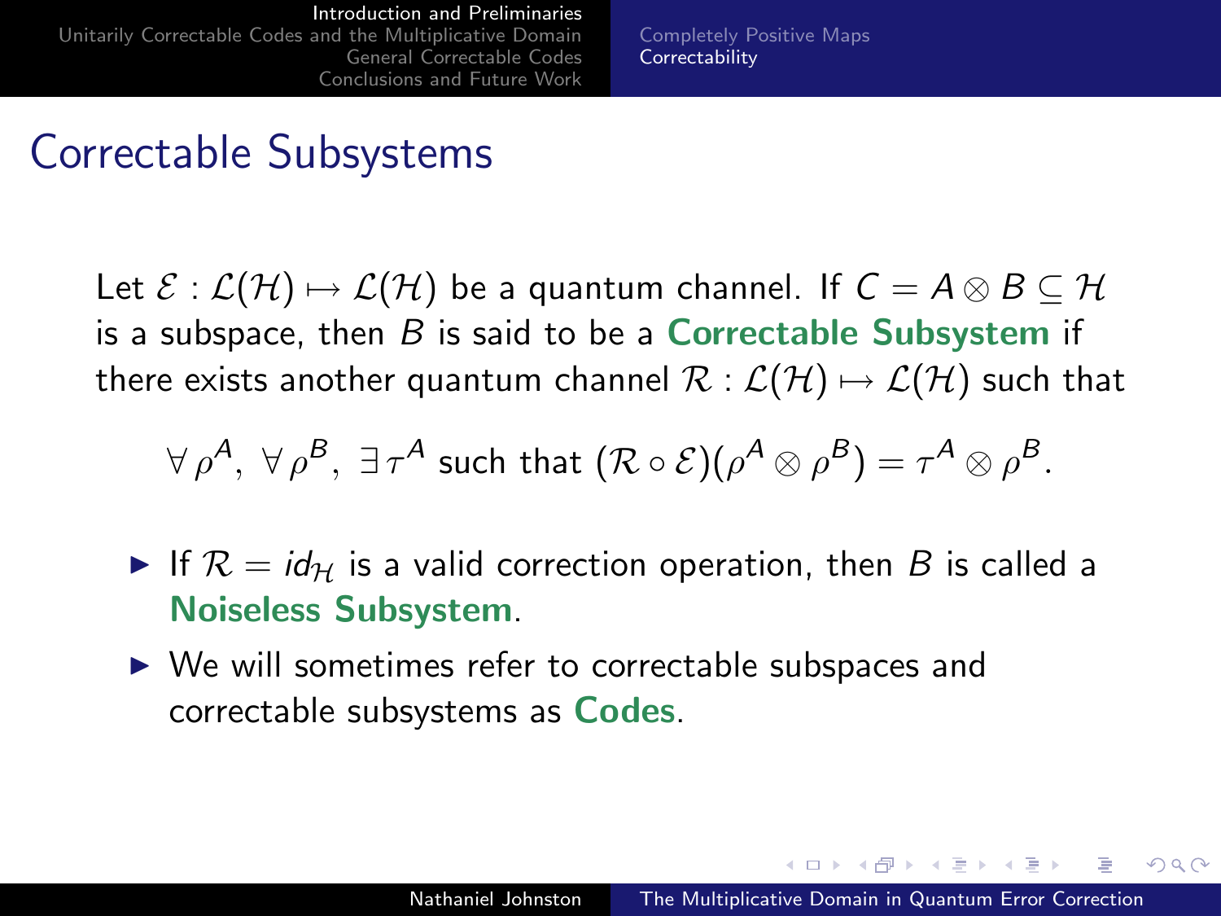# Correctable Subsystems

Let $\mathcal{E} : \mathcal{L}(\mathcal{H}) \mapsto \mathcal{L}(\mathcal{H})$ be a quantum channel. If $C = A \otimes B \subseteq \mathcal{H}$ is a subspace, then $B$ is said to be a **Correctable Subsystem** if there exists another quantum channel $\mathcal{R} : \mathcal{L}(\mathcal{H}) \mapsto \mathcal{L}(\mathcal{H})$ such that

$$\forall \rho^A, \ \forall \rho^B, \ \exists \tau^A \text{ such that } (\mathcal{R} \circ \mathcal{E})(\rho^A \otimes \rho^B) = \tau^A \otimes \rho^B.$$

- If $\mathcal{R} = id_{\mathcal{H}}$ is a valid correction operation, then $B$ is called a **Noiseless Subsystem**.
- We will sometimes refer to correctable subspaces and correctable subsystems as **Codes**.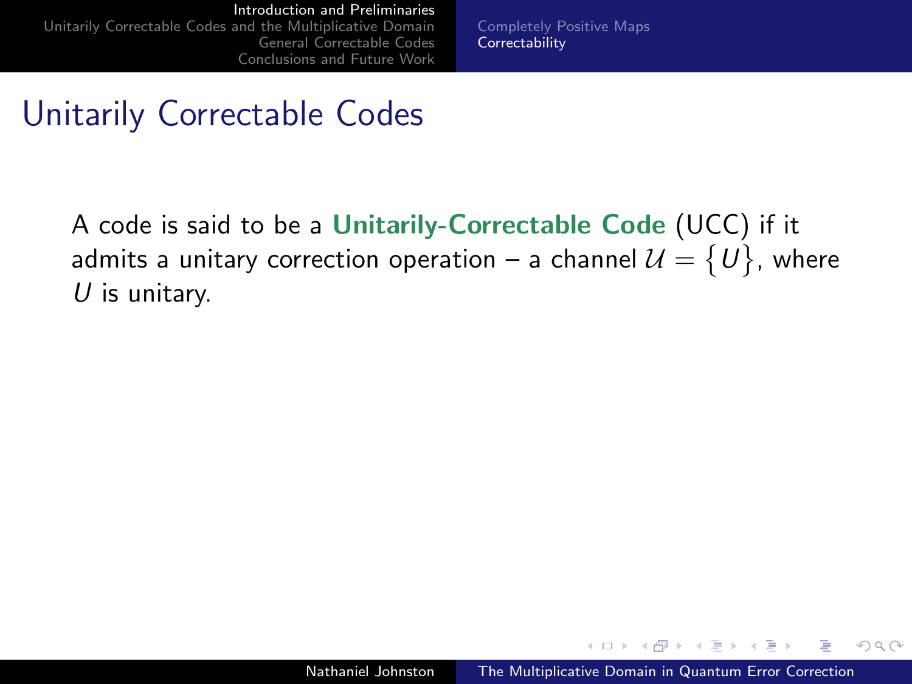# Unitarily Correctable Codes

A code is said to be a **Unitarily-Correctable Code** (UCC) if it admits a unitary correction operation – a channel $\mathcal{U} = \{U\}$, where $U$ is unitary.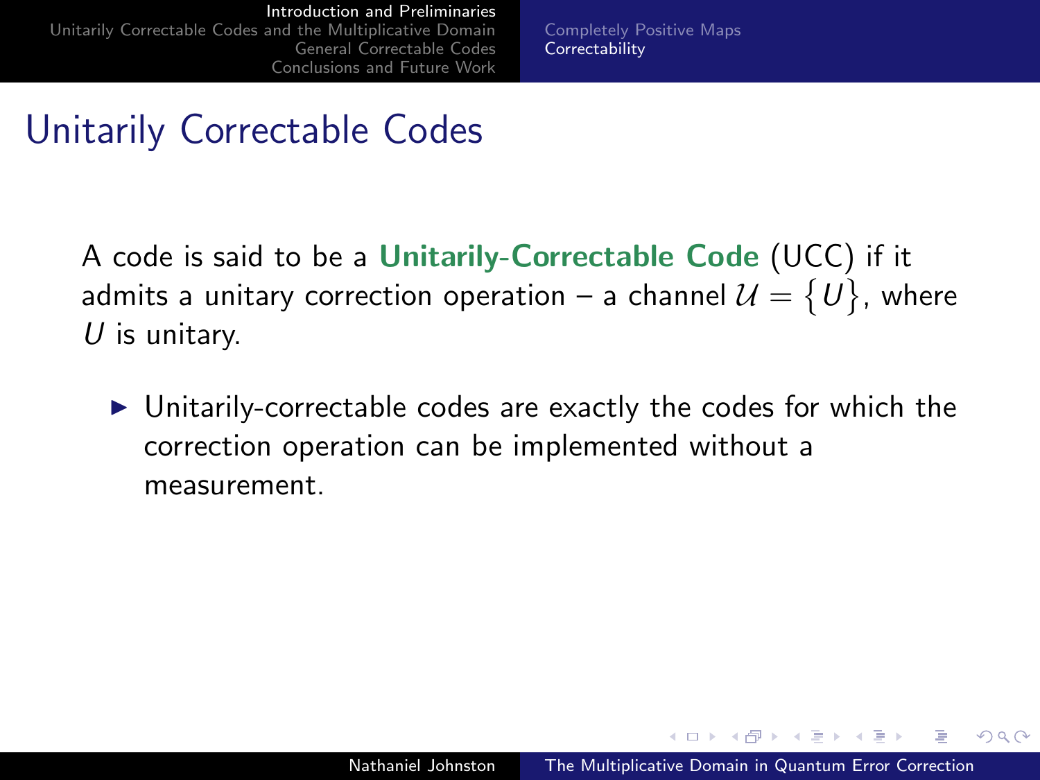## Unitarily Correctable Codes

A code is said to be a **Unitarily-Correctable Code** (UCC) if it admits a unitary correction operation – a channel $\mathcal{U} = \{U\}$, where $U$ is unitary.

- Unitarily-correctable codes are exactly the codes for which the correction operation can be implemented without a measurement.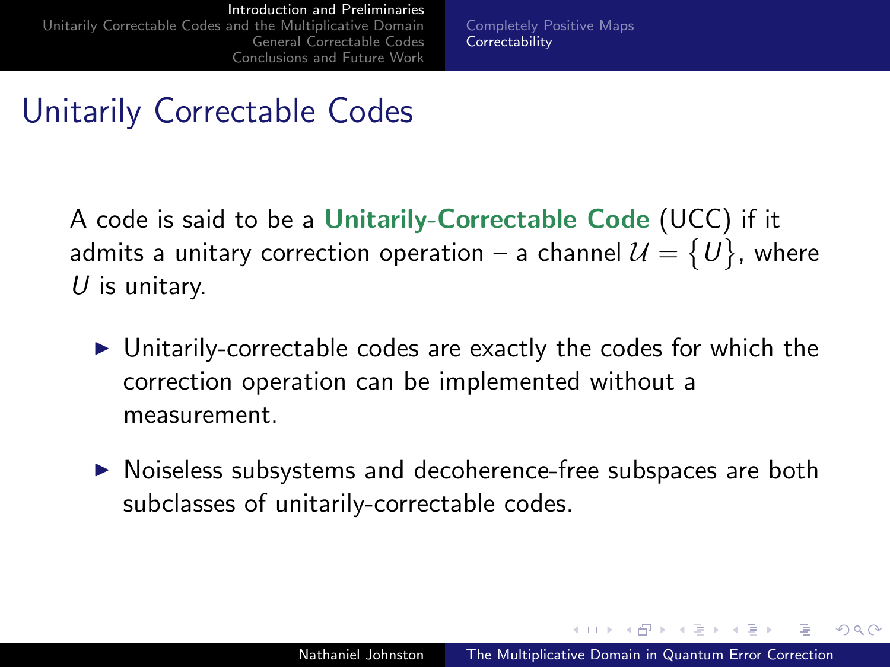# Unitarily Correctable Codes

A code is said to be a **Unitarily-Correctable Code** (UCC) if it admits a unitary correction operation – a channel $\mathcal{U} = \{U\}$, where $U$ is unitary.

- Unitarily-correctable codes are exactly the codes for which the correction operation can be implemented without a measurement.
- Noiseless subsystems and decoherence-free subspaces are both subclasses of unitarily-correctable codes.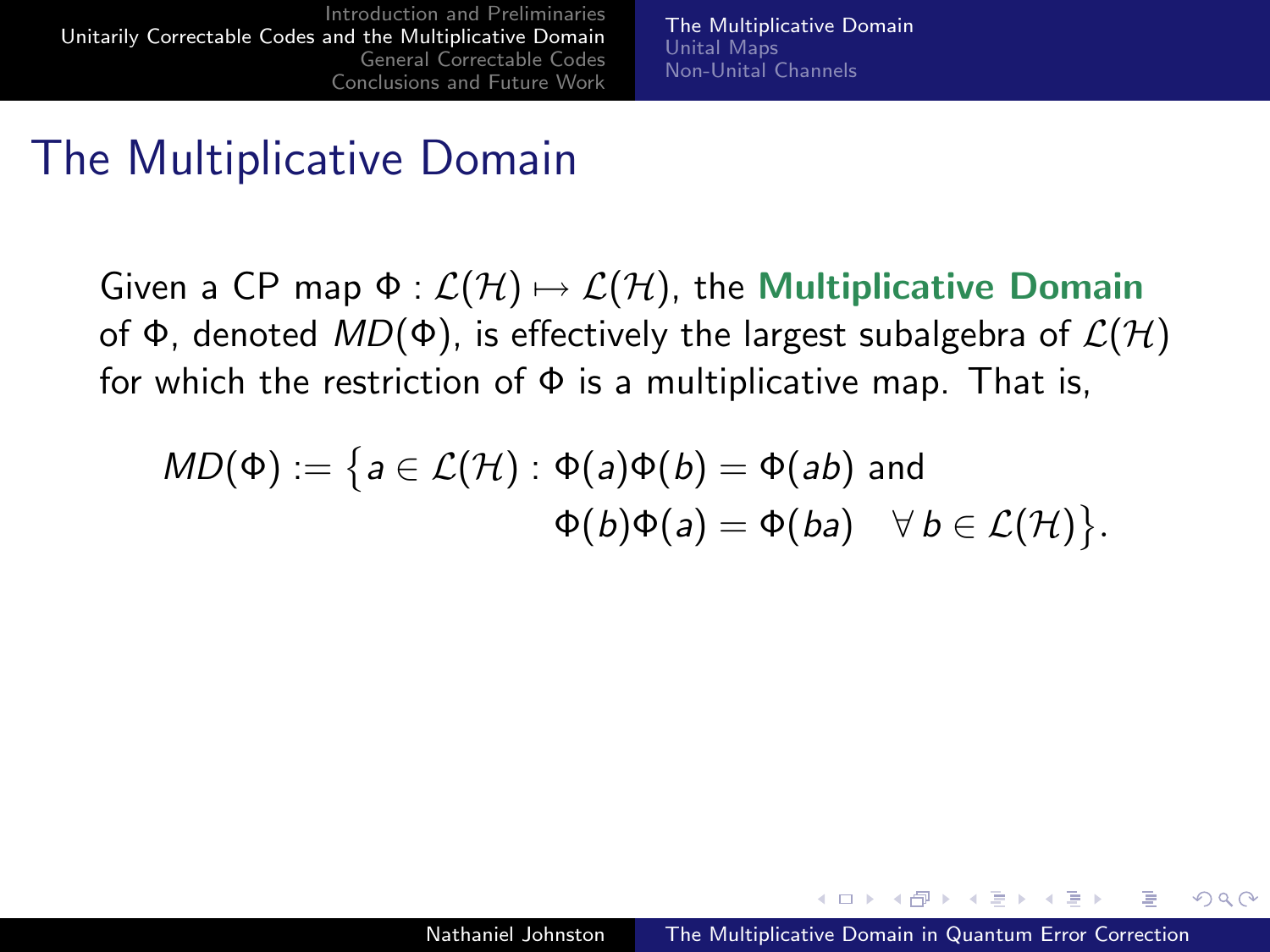# The Multiplicative Domain

Given a CP map $\Phi : \mathcal{L}(\mathcal{H}) \mapsto \mathcal{L}(\mathcal{H})$, the **Multiplicative Domain** of $\Phi$, denoted $MD(\Phi)$, is effectively the largest subalgebra of $\mathcal{L}(\mathcal{H})$ for which the restriction of $\Phi$ is a multiplicative map. That is,

$$
\begin{aligned}
MD(\Phi) := \big\{ a \in \mathcal{L}(\mathcal{H}) : \; & \Phi(a)\Phi(b) = \Phi(ab) \text{ and} \\
& \Phi(b)\Phi(a) = \Phi(ba) \quad \forall \, b \in \mathcal{L}(\mathcal{H}) \big\}.
\end{aligned}
$$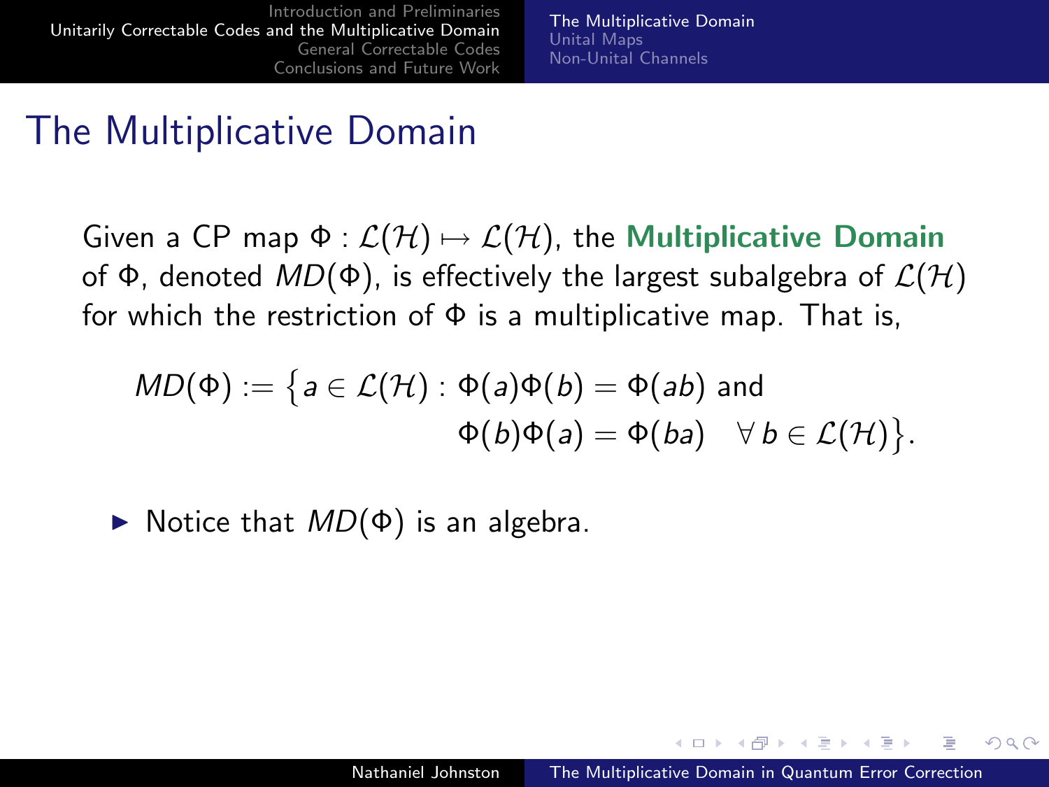# The Multiplicative Domain

Given a CP map $\Phi : \mathcal{L}(\mathcal{H}) \mapsto \mathcal{L}(\mathcal{H})$, the **Multiplicative Domain** of $\Phi$, denoted $MD(\Phi)$, is effectively the largest subalgebra of $\mathcal{L}(\mathcal{H})$ for which the restriction of $\Phi$ is a multiplicative map. That is,

$$MD(\Phi) := \big\{ a \in \mathcal{L}(\mathcal{H}) : \Phi(a)\Phi(b) = \Phi(ab) \text{ and } \Phi(b)\Phi(a) = \Phi(ba) \quad \forall\, b \in \mathcal{L}(\mathcal{H}) \big\}.$$

- Notice that $MD(\Phi)$ is an algebra.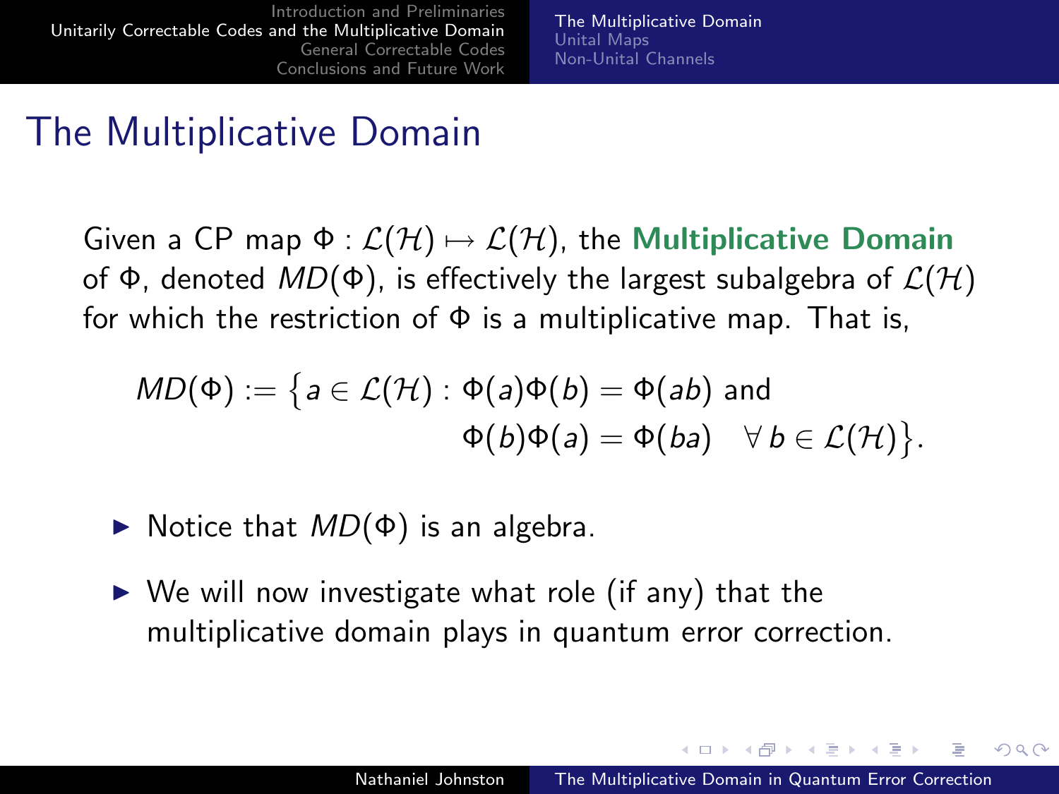# The Multiplicative Domain

Given a CP map $\Phi : \mathcal{L}(\mathcal{H}) \mapsto \mathcal{L}(\mathcal{H})$, the **Multiplicative Domain** of $\Phi$, denoted $MD(\Phi)$, is effectively the largest subalgebra of $\mathcal{L}(\mathcal{H})$ for which the restriction of $\Phi$ is a multiplicative map. That is,

$$MD(\Phi) := \big\{ a \in \mathcal{L}(\mathcal{H}) : \Phi(a)\Phi(b) = \Phi(ab) \text{ and } \Phi(b)\Phi(a) = \Phi(ba) \quad \forall\, b \in \mathcal{L}(\mathcal{H}) \big\}.$$

- Notice that $MD(\Phi)$ is an algebra.
- We will now investigate what role (if any) that the multiplicative domain plays in quantum error correction.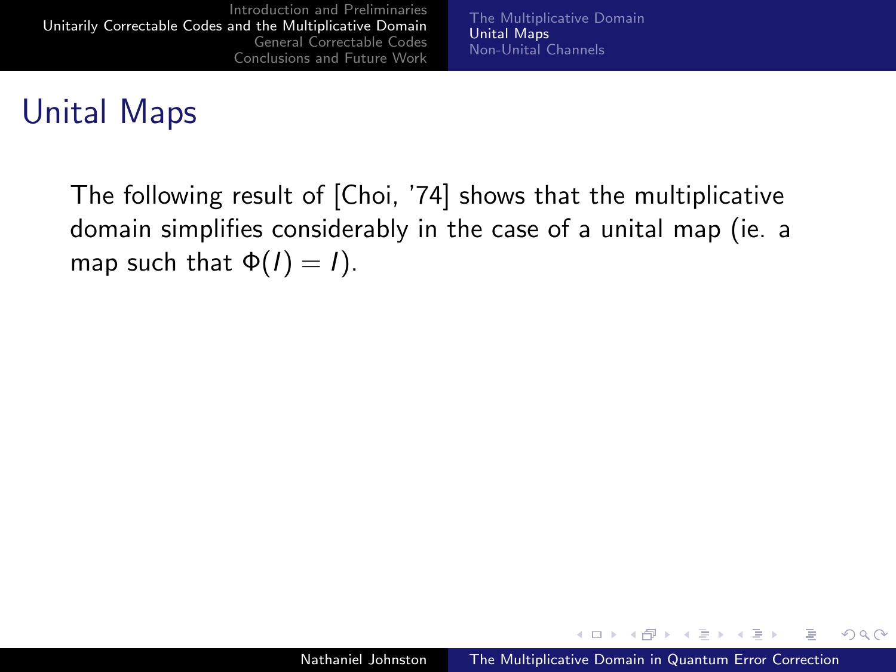# Unital Maps

The following result of [Choi, '74] shows that the multiplicative domain simplifies considerably in the case of a unital map (ie. a map such that $\Phi(I) = I$).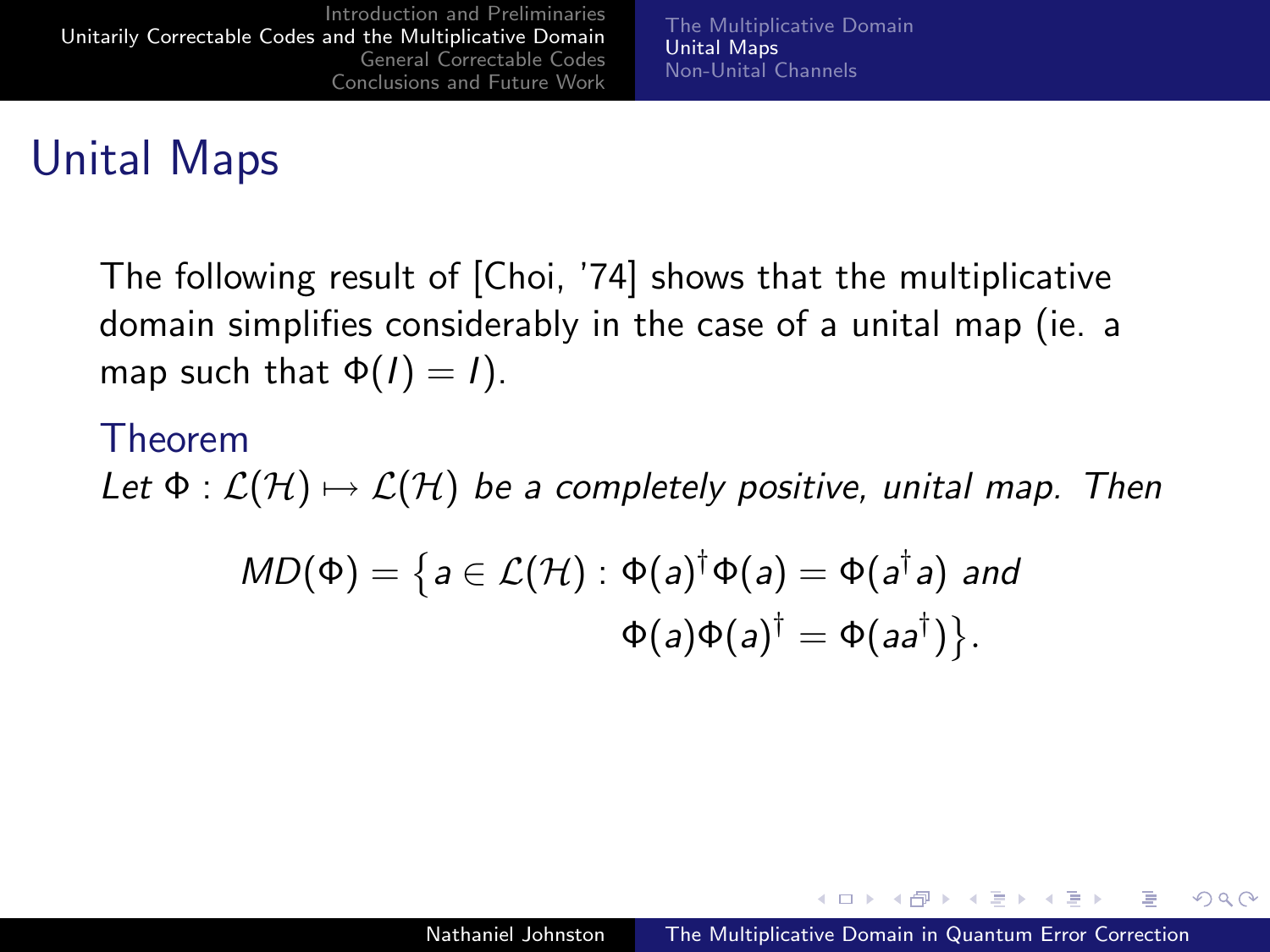# Unital Maps

The following result of [Choi, '74] shows that the multiplicative domain simplifies considerably in the case of a unital map (ie. a map such that $\Phi(I) = I$).

**Theorem**

*Let $\Phi : \mathcal{L}(\mathcal{H}) \mapsto \mathcal{L}(\mathcal{H})$ be a completely positive, unital map. Then*

$$MD(\Phi) = \big\{ a \in \mathcal{L}(\mathcal{H}) : \Phi(a)^\dagger \Phi(a) = \Phi(a^\dagger a) \text{ and } \Phi(a)\Phi(a)^\dagger = \Phi(aa^\dagger) \big\}.$$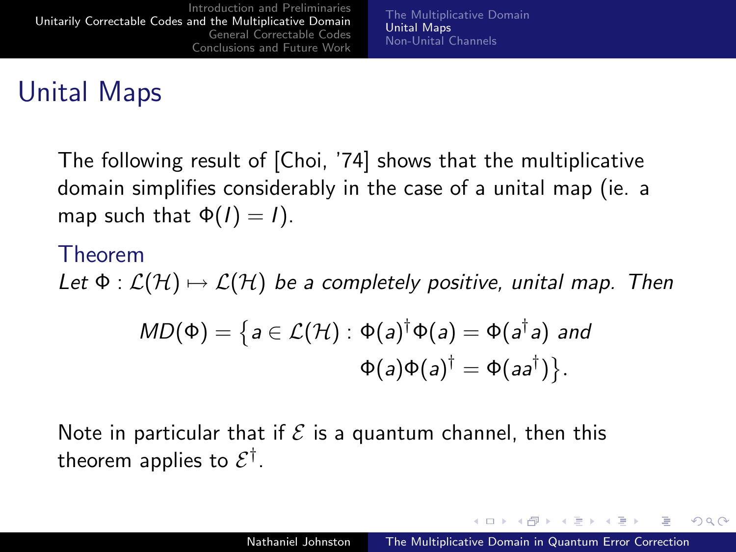# Unital Maps

The following result of [Choi, '74] shows that the multiplicative domain simplifies considerably in the case of a unital map (ie. a map such that $\Phi(I) = I$).

**Theorem**

*Let $\Phi : \mathcal{L}(\mathcal{H}) \mapsto \mathcal{L}(\mathcal{H})$ be a completely positive, unital map. Then*

$$MD(\Phi) = \big\{ a \in \mathcal{L}(\mathcal{H}) : \Phi(a)^\dagger \Phi(a) = \Phi(a^\dagger a) \text{ and } \Phi(a)\Phi(a)^\dagger = \Phi(aa^\dagger) \big\}.$$

Note in particular that if $\mathcal{E}$ is a quantum channel, then this theorem applies to $\mathcal{E}^\dagger$.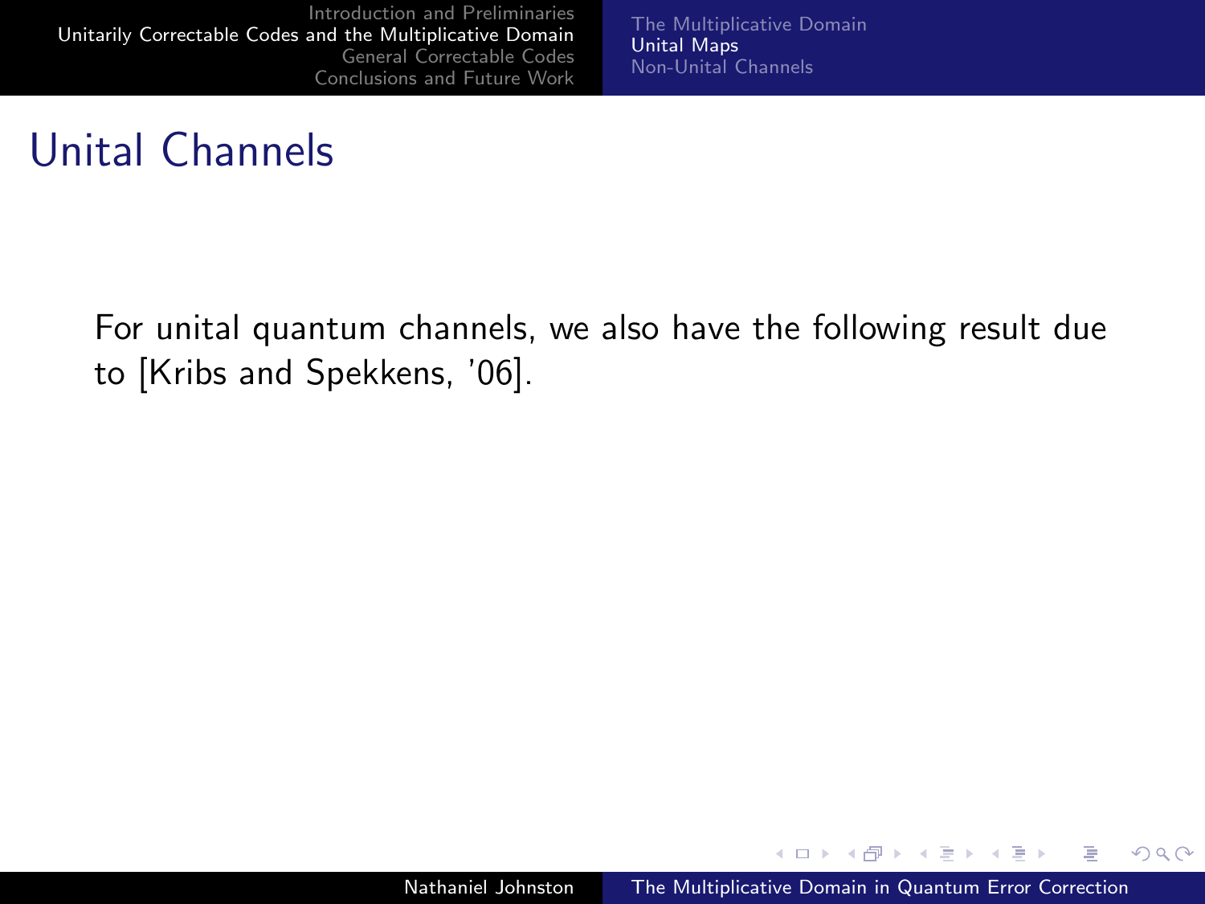# Unital Channels

For unital quantum channels, we also have the following result due to [Kribs and Spekkens, '06].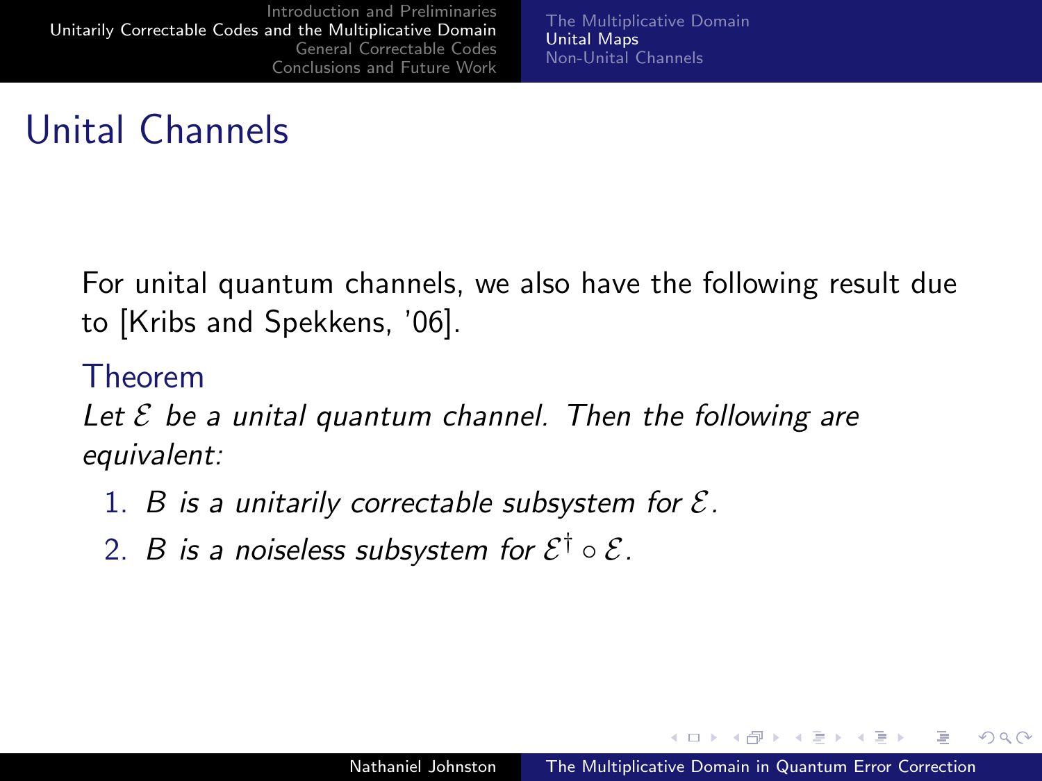# Unital Channels

For unital quantum channels, we also have the following result due to [Kribs and Spekkens, '06].

**Theorem**

*Let $\mathcal{E}$ be a unital quantum channel. Then the following are equivalent:*

1. *$B$ is a unitarily correctable subsystem for $\mathcal{E}$.*
2. *$B$ is a noiseless subsystem for $\mathcal{E}^\dagger \circ \mathcal{E}$.*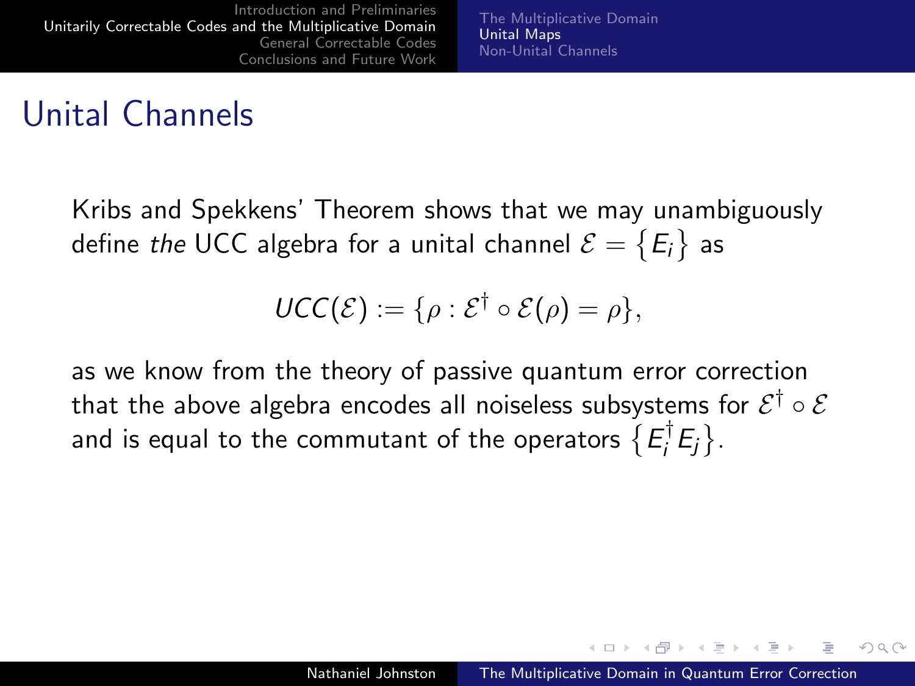# Unital Channels

Kribs and Spekkens' Theorem shows that we may unambiguously define *the* UCC algebra for a unital channel $\mathcal{E} = \{E_i\}$ as

$$UCC(\mathcal{E}) := \{\rho : \mathcal{E}^\dagger \circ \mathcal{E}(\rho) = \rho\},$$

as we know from the theory of passive quantum error correction that the above algebra encodes all noiseless subsystems for $\mathcal{E}^\dagger \circ \mathcal{E}$ and is equal to the commutant of the operators $\{E_i^\dagger E_j\}$.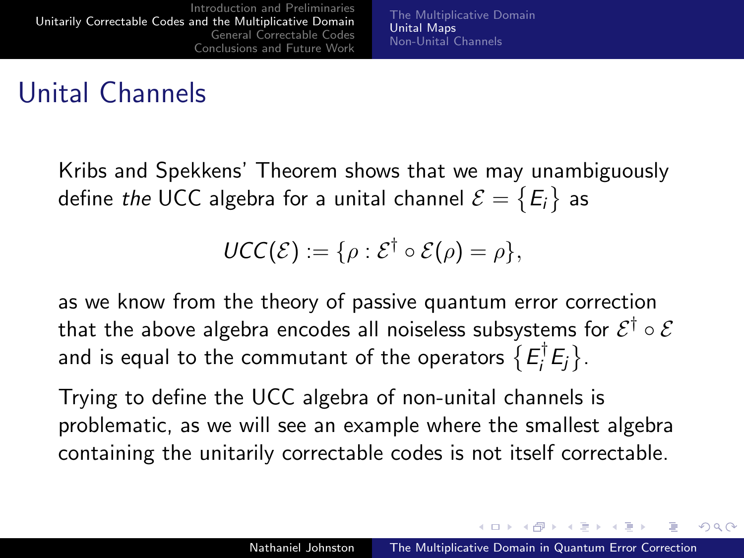# Unital Channels

Kribs and Spekkens' Theorem shows that we may unambiguously define *the* UCC algebra for a unital channel $\mathcal{E} = \{E_i\}$ as

$$UCC(\mathcal{E}) := \{\rho : \mathcal{E}^\dagger \circ \mathcal{E}(\rho) = \rho\},$$

as we know from the theory of passive quantum error correction that the above algebra encodes all noiseless subsystems for $\mathcal{E}^\dagger \circ \mathcal{E}$ and is equal to the commutant of the operators $\{E_i^\dagger E_j\}$.

Trying to define the UCC algebra of non-unital channels is problematic, as we will see an example where the smallest algebra containing the unitarily correctable codes is not itself correctable.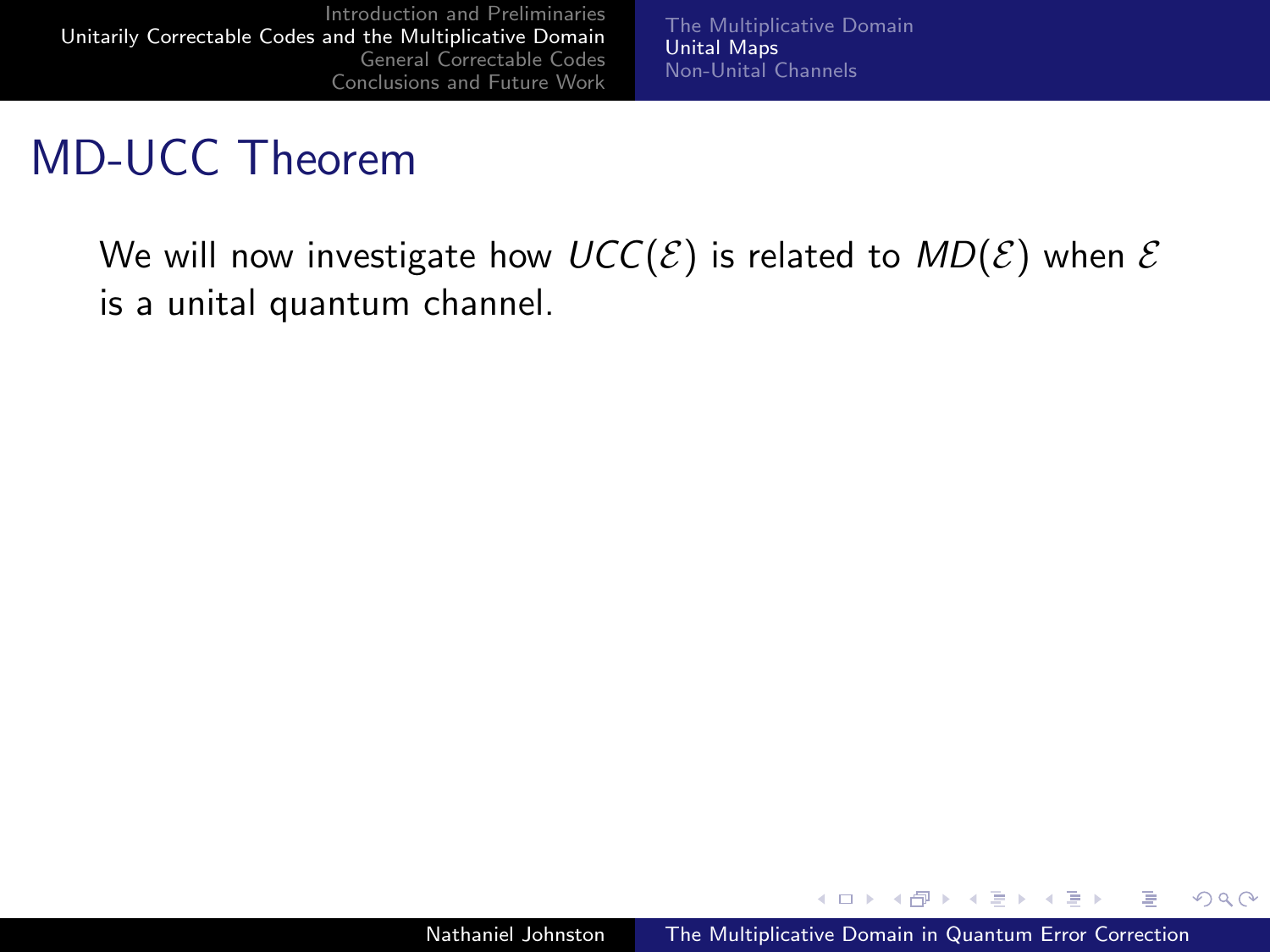# MD-UCC Theorem

We will now investigate how $UCC(\mathcal{E})$ is related to $MD(\mathcal{E})$ when $\mathcal{E}$ is a unital quantum channel.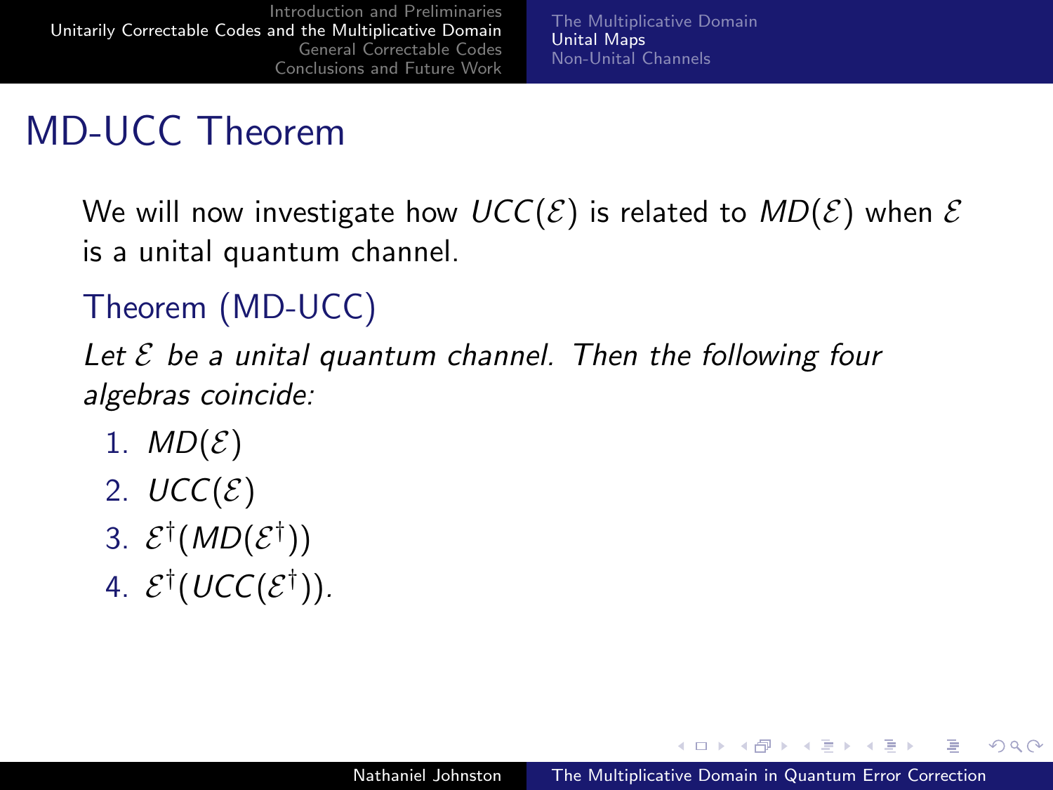# MD-UCC Theorem

We will now investigate how $UCC(\mathcal{E})$ is related to $MD(\mathcal{E})$ when $\mathcal{E}$ is a unital quantum channel.

**Theorem (MD-UCC)**

*Let $\mathcal{E}$ be a unital quantum channel. Then the following four algebras coincide:*

1. $MD(\mathcal{E})$
2. $UCC(\mathcal{E})$
3. $\mathcal{E}^\dagger(MD(\mathcal{E}^\dagger))$
4. $\mathcal{E}^\dagger(UCC(\mathcal{E}^\dagger))$.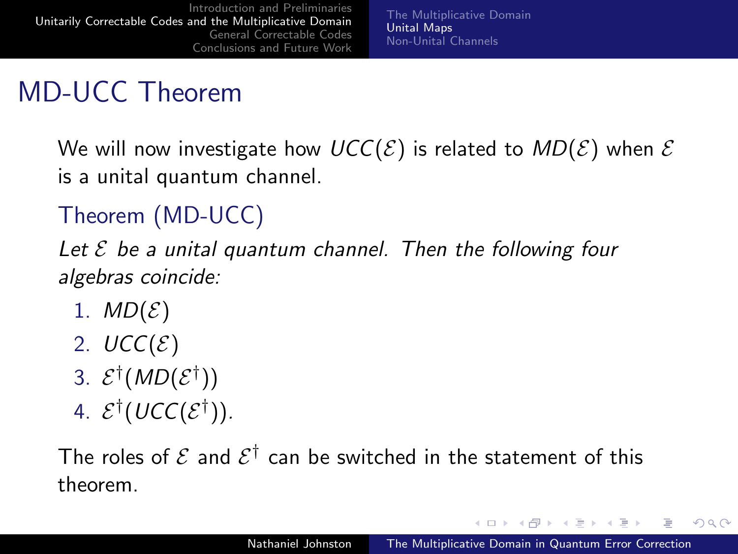# MD-UCC Theorem

We will now investigate how $UCC(\mathcal{E})$ is related to $MD(\mathcal{E})$ when $\mathcal{E}$ is a unital quantum channel.

**Theorem (MD-UCC)**

*Let $\mathcal{E}$ be a unital quantum channel. Then the following four algebras coincide:*

1. $MD(\mathcal{E})$
2. $UCC(\mathcal{E})$
3. $\mathcal{E}^\dagger(MD(\mathcal{E}^\dagger))$
4. $\mathcal{E}^\dagger(UCC(\mathcal{E}^\dagger))$.

The roles of $\mathcal{E}$ and $\mathcal{E}^\dagger$ can be switched in the statement of this theorem.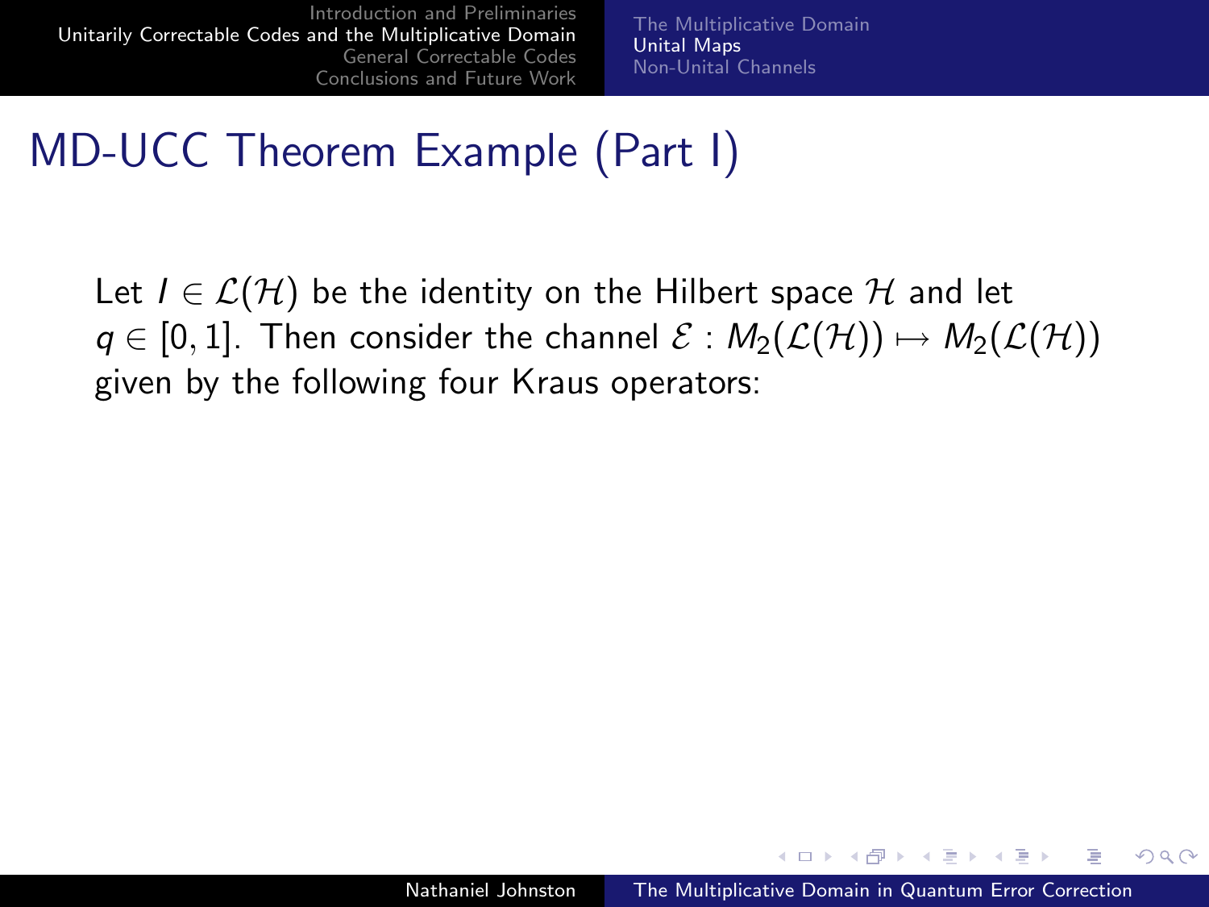# MD-UCC Theorem Example (Part I)

Let $I \in \mathcal{L}(\mathcal{H})$ be the identity on the Hilbert space $\mathcal{H}$ and let $q \in [0, 1]$. Then consider the channel $\mathcal{E} : M_2(\mathcal{L}(\mathcal{H})) \mapsto M_2(\mathcal{L}(\mathcal{H}))$ given by the following four Kraus operators: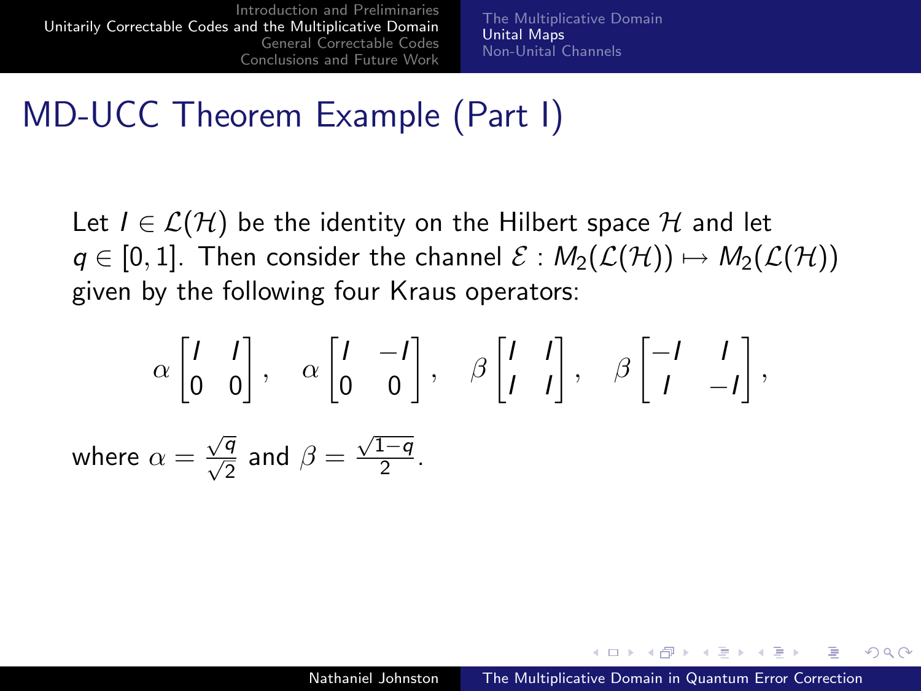# MD-UCC Theorem Example (Part I)

Let $I \in \mathcal{L}(\mathcal{H})$ be the identity on the Hilbert space $\mathcal{H}$ and let $q \in [0, 1]$. Then consider the channel $\mathcal{E} : M_2(\mathcal{L}(\mathcal{H})) \mapsto M_2(\mathcal{L}(\mathcal{H}))$ given by the following four Kraus operators:

$$\alpha \begin{bmatrix} I & I \\ 0 & 0 \end{bmatrix}, \quad \alpha \begin{bmatrix} I & -I \\ 0 & 0 \end{bmatrix}, \quad \beta \begin{bmatrix} I & I \\ I & I \end{bmatrix}, \quad \beta \begin{bmatrix} -I & I \\ I & -I \end{bmatrix},$$

where $\alpha = \frac{\sqrt{q}}{\sqrt{2}}$ and $\beta = \frac{\sqrt{1-q}}{2}$.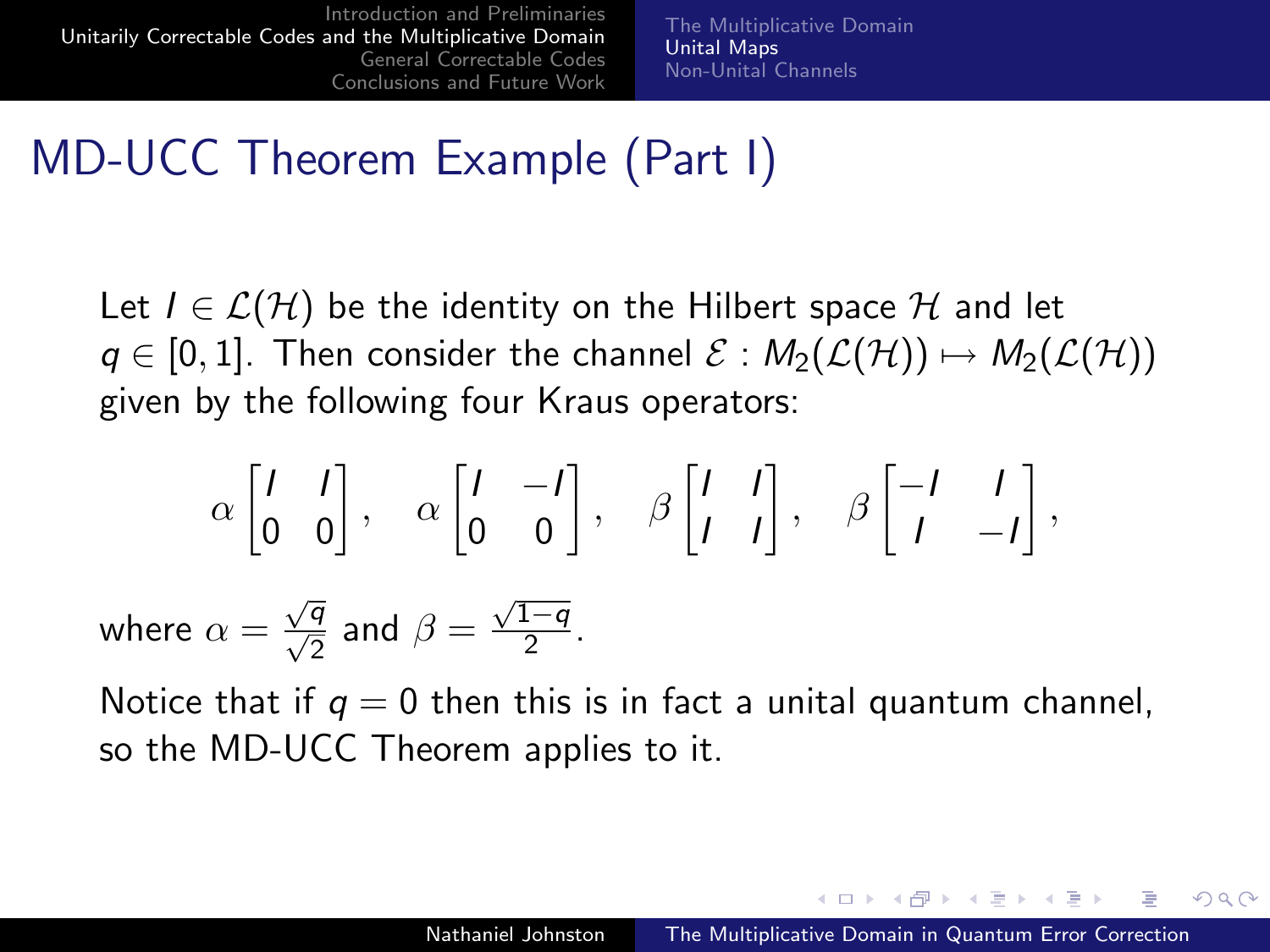# MD-UCC Theorem Example (Part I)

Let $I \in \mathcal{L}(\mathcal{H})$ be the identity on the Hilbert space $\mathcal{H}$ and let $q \in [0,1]$. Then consider the channel $\mathcal{E} : M_2(\mathcal{L}(\mathcal{H})) \mapsto M_2(\mathcal{L}(\mathcal{H}))$ given by the following four Kraus operators:

$$\alpha \begin{bmatrix} I & I \\ 0 & 0 \end{bmatrix}, \quad \alpha \begin{bmatrix} I & -I \\ 0 & 0 \end{bmatrix}, \quad \beta \begin{bmatrix} I & I \\ I & I \end{bmatrix}, \quad \beta \begin{bmatrix} -I & I \\ I & -I \end{bmatrix},$$

where $\alpha = \frac{\sqrt{q}}{\sqrt{2}}$ and $\beta = \frac{\sqrt{1-q}}{2}$.

Notice that if $q = 0$ then this is in fact a unital quantum channel, so the MD-UCC Theorem applies to it.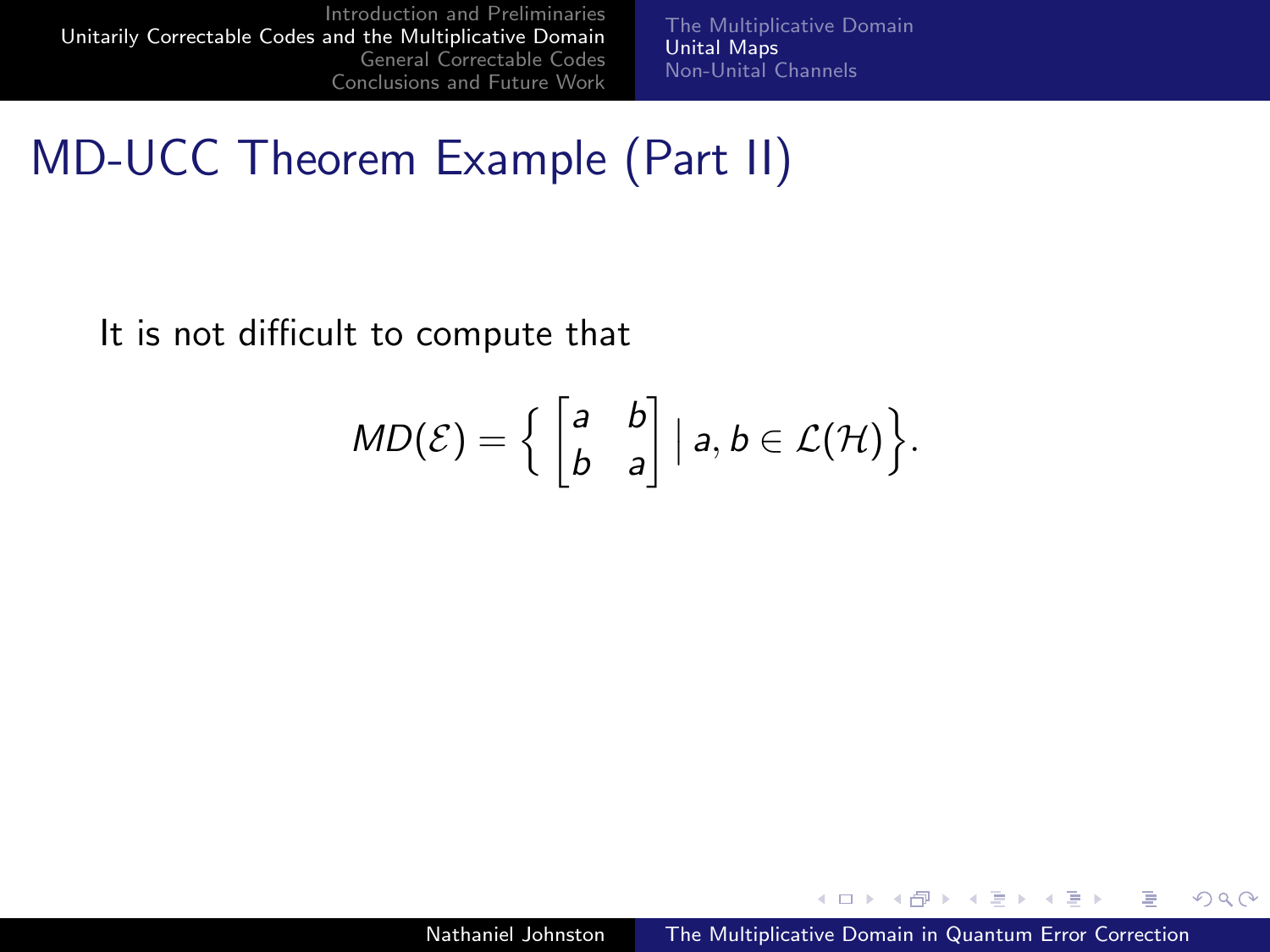# MD-UCC Theorem Example (Part II)

It is not difficult to compute that

$$MD(\mathcal{E}) = \left\{ \begin{bmatrix} a & b \\ b & a \end{bmatrix} \,\middle|\, a, b \in \mathcal{L}(\mathcal{H}) \right\}.$$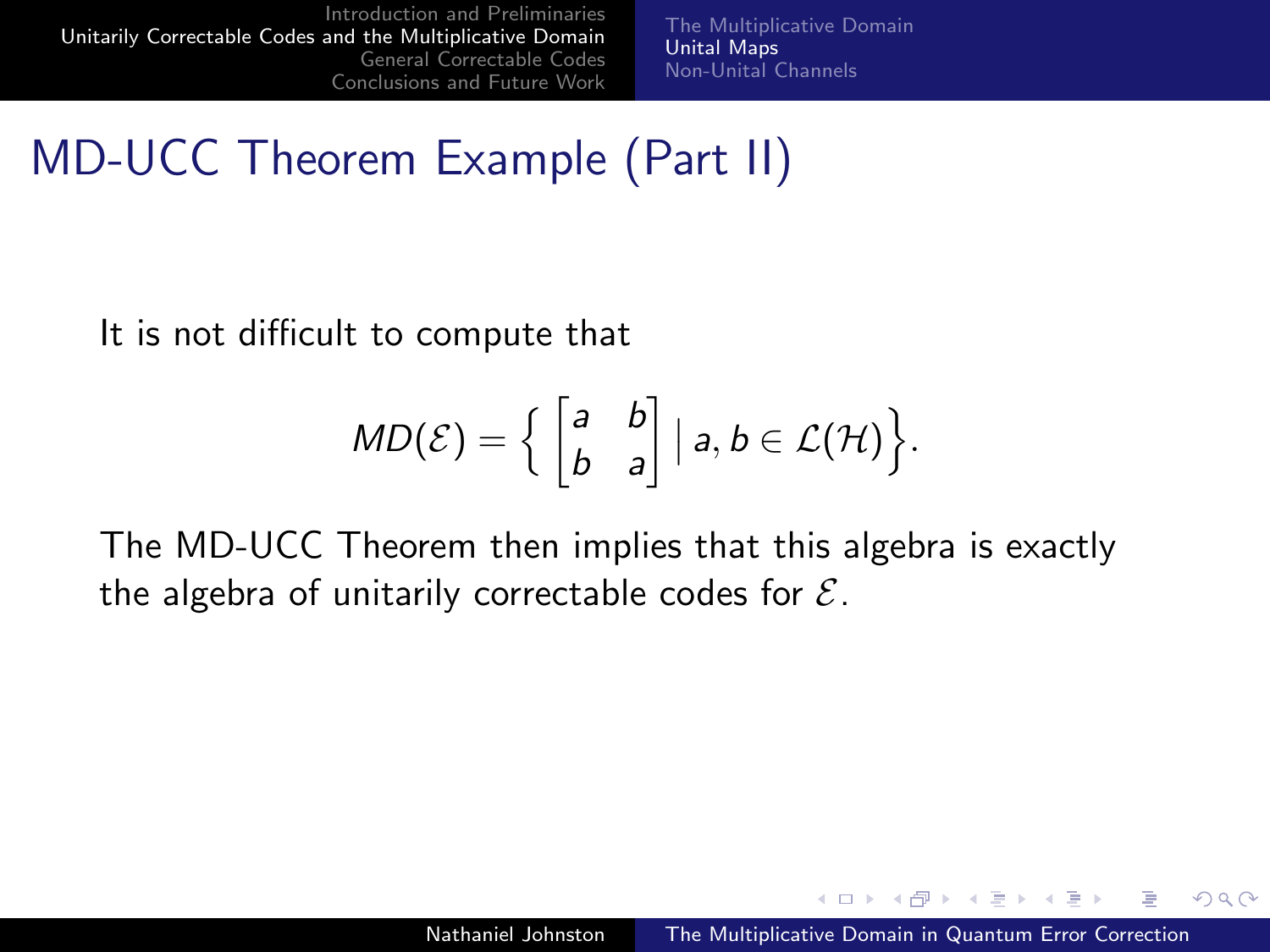# MD-UCC Theorem Example (Part II)

It is not difficult to compute that

$$MD(\mathcal{E}) = \left\{ \begin{bmatrix} a & b \\ b & a \end{bmatrix} \mid a, b \in \mathcal{L}(\mathcal{H}) \right\}.$$

The MD-UCC Theorem then implies that this algebra is exactly the algebra of unitarily correctable codes for $\mathcal{E}$.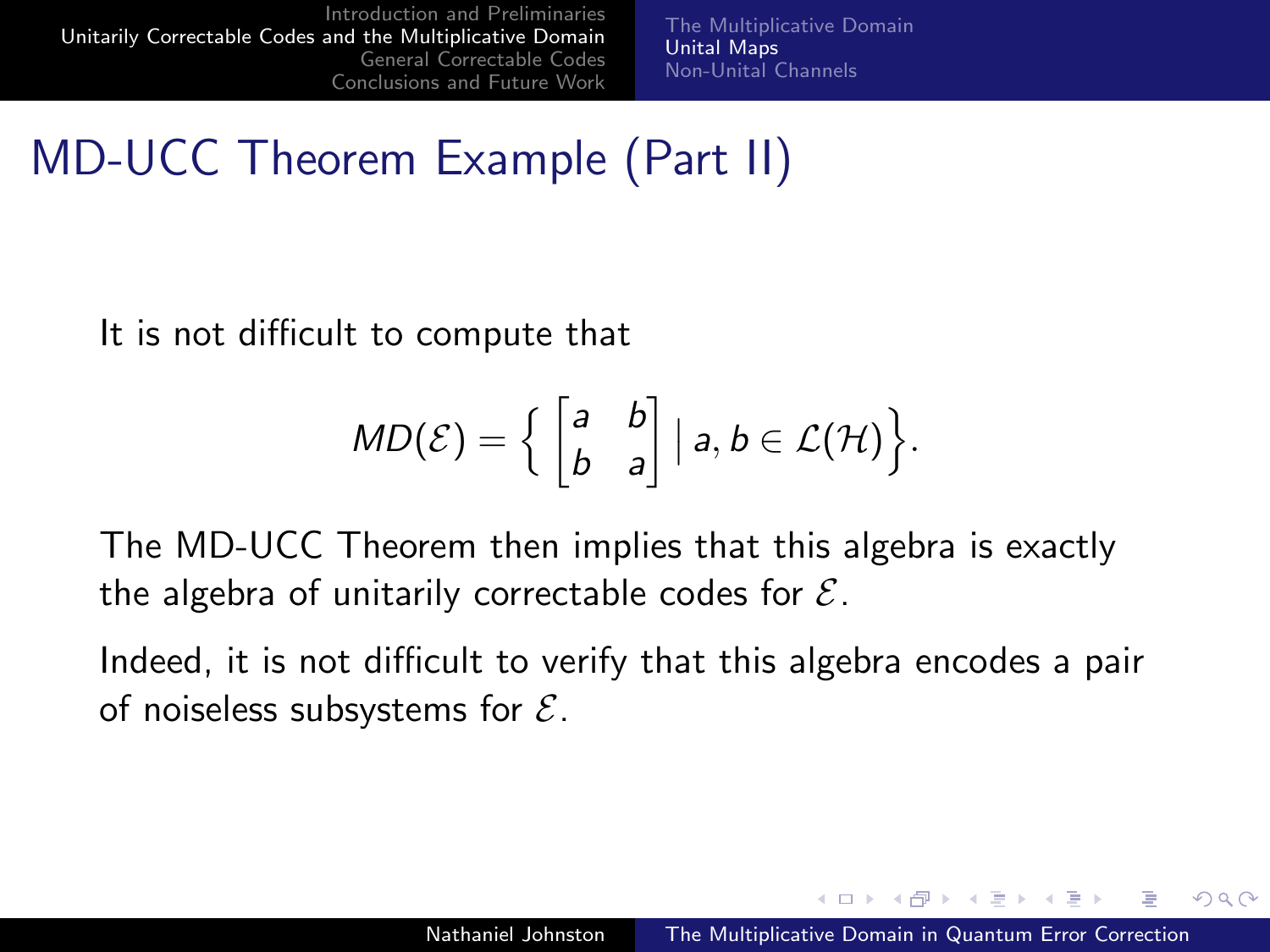## MD-UCC Theorem Example (Part II)

It is not difficult to compute that

$$MD(\mathcal{E}) = \left\{ \begin{bmatrix} a & b \\ b & a \end{bmatrix} \mid a, b \in \mathcal{L}(\mathcal{H}) \right\}.$$

The MD-UCC Theorem then implies that this algebra is exactly the algebra of unitarily correctable codes for $\mathcal{E}$.

Indeed, it is not difficult to verify that this algebra encodes a pair of noiseless subsystems for $\mathcal{E}$.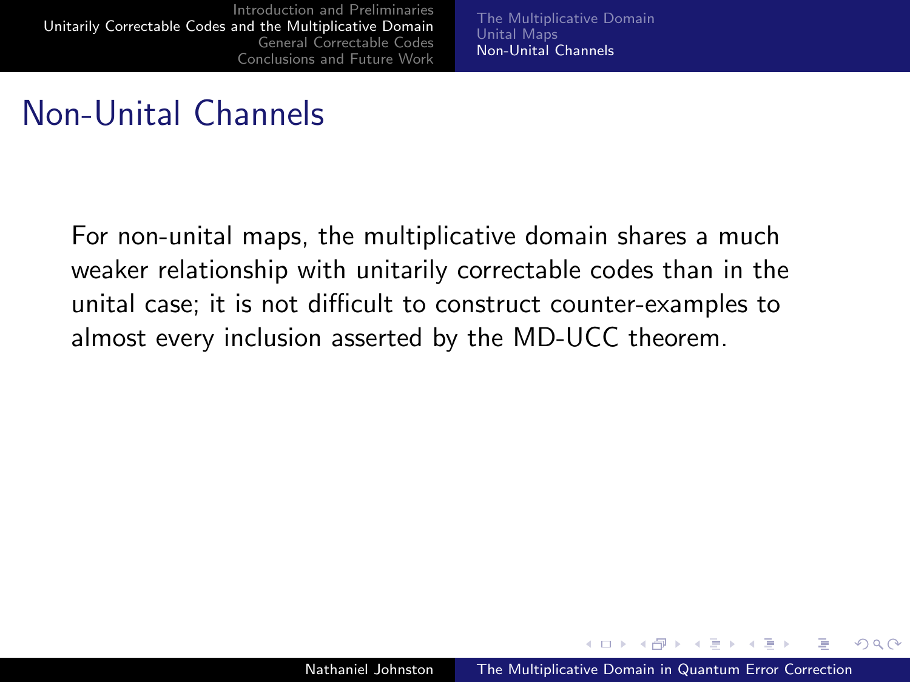# Non-Unital Channels

For non-unital maps, the multiplicative domain shares a much weaker relationship with unitarily correctable codes than in the unital case; it is not difficult to construct counter-examples to almost every inclusion asserted by the MD-UCC theorem.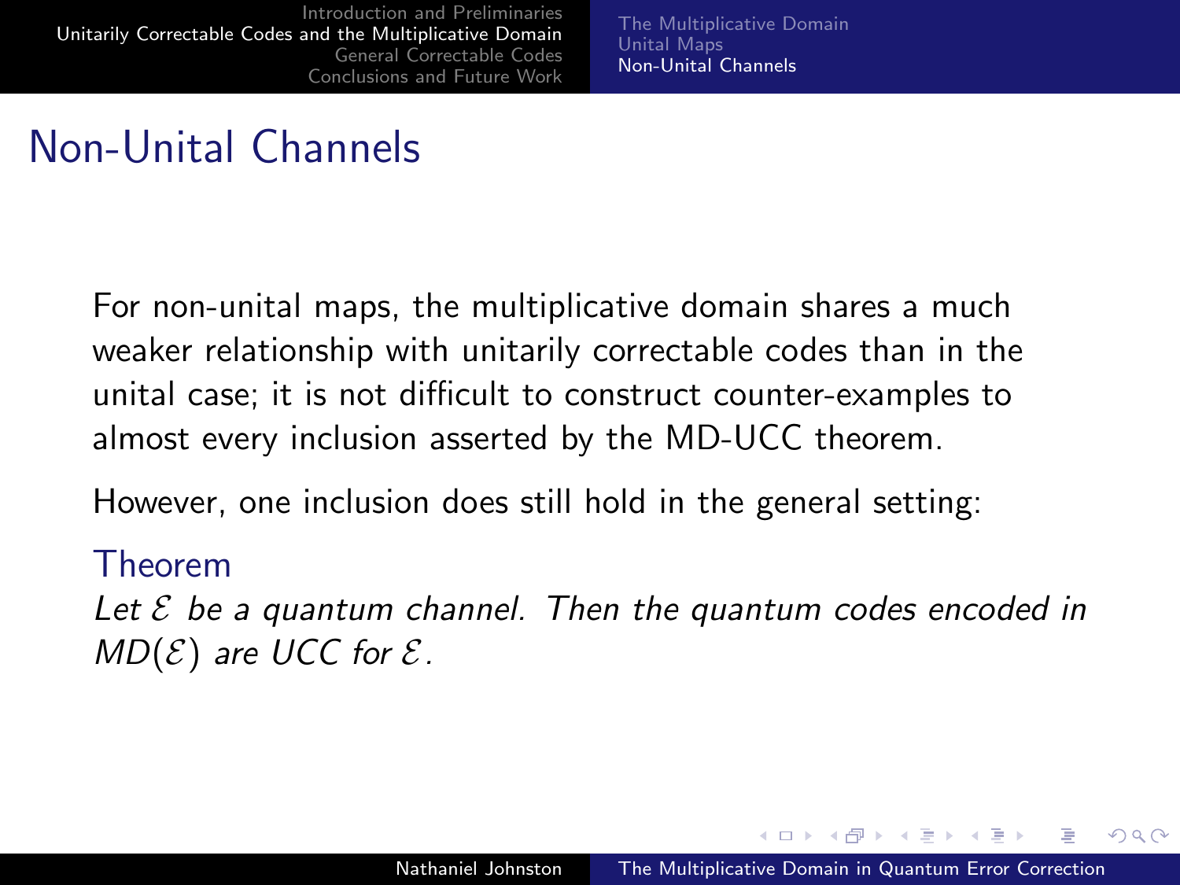# Non-Unital Channels

For non-unital maps, the multiplicative domain shares a much weaker relationship with unitarily correctable codes than in the unital case; it is not difficult to construct counter-examples to almost every inclusion asserted by the MD-UCC theorem.

However, one inclusion does still hold in the general setting:

**Theorem**

*Let $\mathcal{E}$ be a quantum channel. Then the quantum codes encoded in $MD(\mathcal{E})$ are UCC for $\mathcal{E}$.*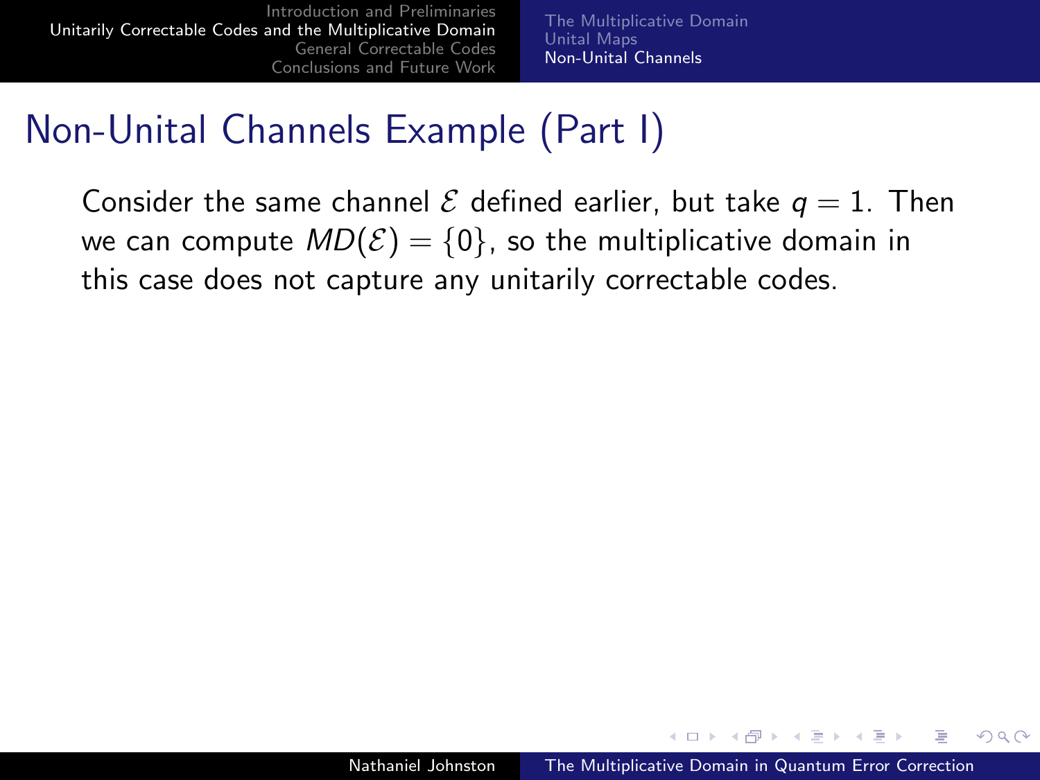## Non-Unital Channels Example (Part I)

Consider the same channel $\mathcal{E}$ defined earlier, but take $q = 1$. Then we can compute $MD(\mathcal{E}) = \{0\}$, so the multiplicative domain in this case does not capture any unitarily correctable codes.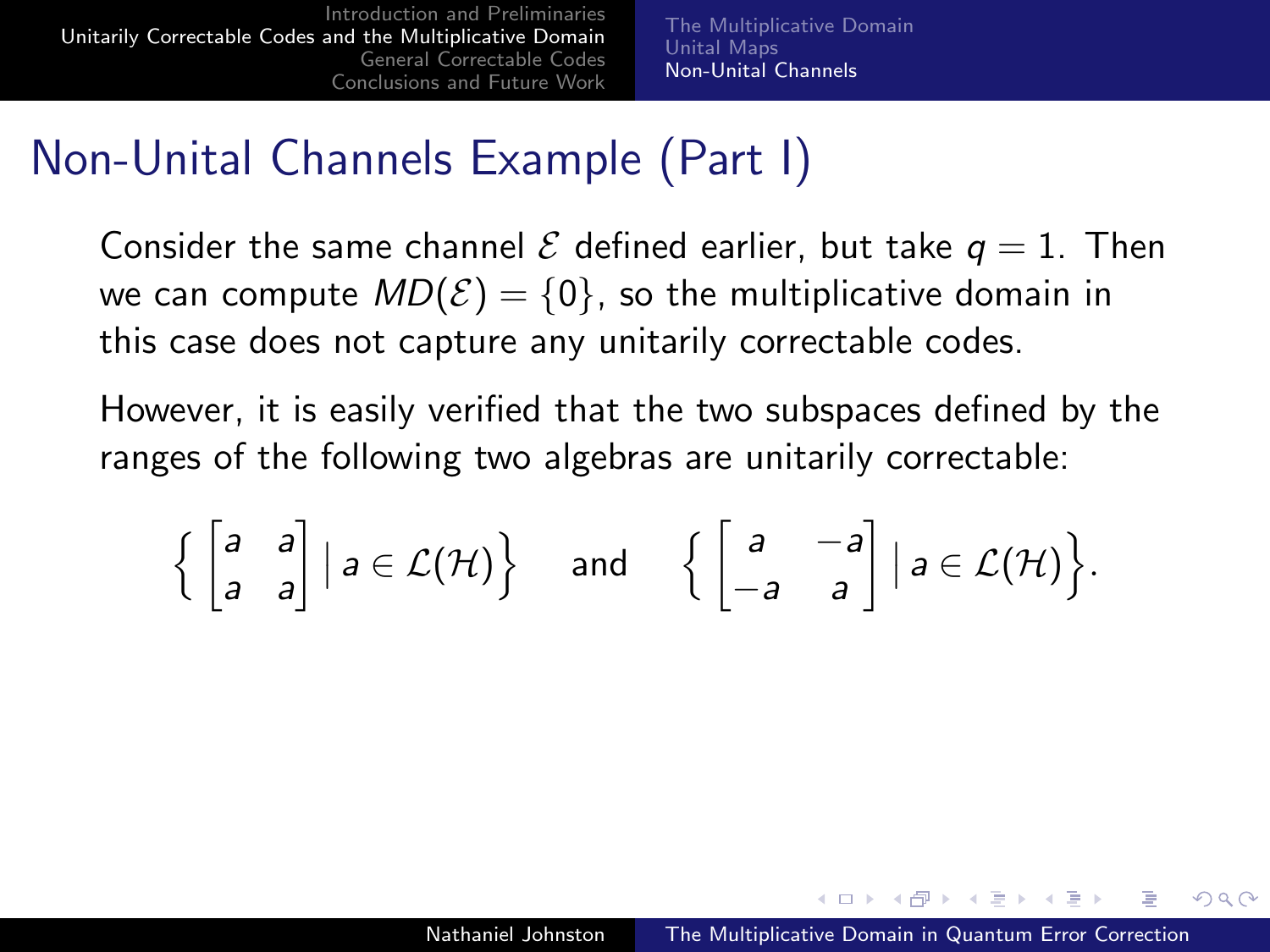# Non-Unital Channels Example (Part I)

Consider the same channel $\mathcal{E}$ defined earlier, but take $q = 1$. Then we can compute $MD(\mathcal{E}) = \{0\}$, so the multiplicative domain in this case does not capture any unitarily correctable codes.

However, it is easily verified that the two subspaces defined by the ranges of the following two algebras are unitarily correctable:

$$\left\{ \begin{bmatrix} a & a \\ a & a \end{bmatrix} \,\middle|\, a \in \mathcal{L}(\mathcal{H}) \right\} \quad \text{and} \quad \left\{ \begin{bmatrix} a & -a \\ -a & a \end{bmatrix} \,\middle|\, a \in \mathcal{L}(\mathcal{H}) \right\}.$$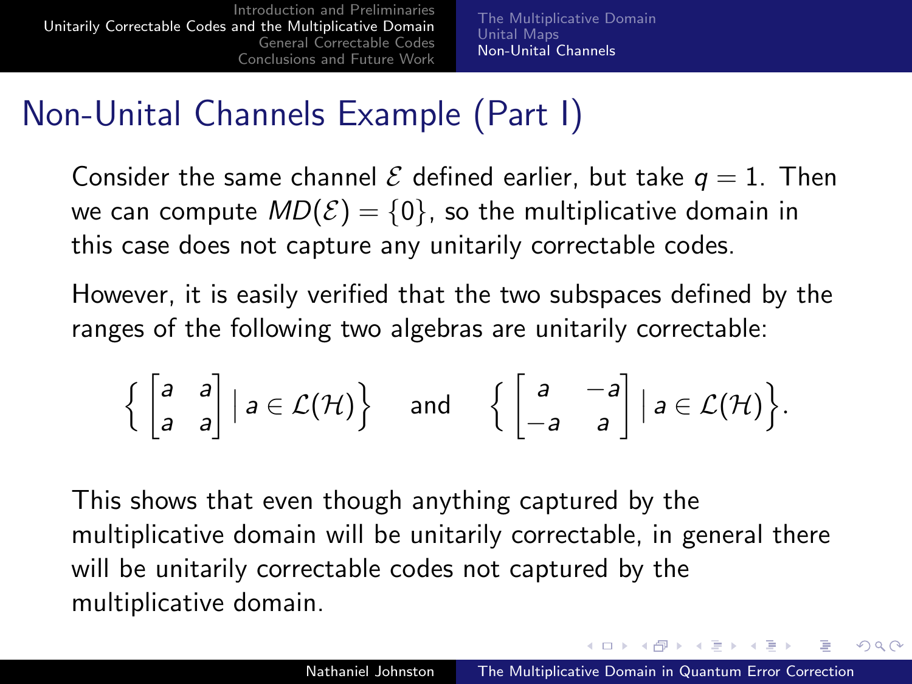# Non-Unital Channels Example (Part I)

Consider the same channel $\mathcal{E}$ defined earlier, but take $q = 1$. Then we can compute $MD(\mathcal{E}) = \{0\}$, so the multiplicative domain in this case does not capture any unitarily correctable codes.

However, it is easily verified that the two subspaces defined by the ranges of the following two algebras are unitarily correctable:

$$\left\{ \begin{bmatrix} a & a \\ a & a \end{bmatrix} \,\middle|\, a \in \mathcal{L}(\mathcal{H}) \right\} \quad \text{and} \quad \left\{ \begin{bmatrix} a & -a \\ -a & a \end{bmatrix} \,\middle|\, a \in \mathcal{L}(\mathcal{H}) \right\}.$$

This shows that even though anything captured by the multiplicative domain will be unitarily correctable, in general there will be unitarily correctable codes not captured by the multiplicative domain.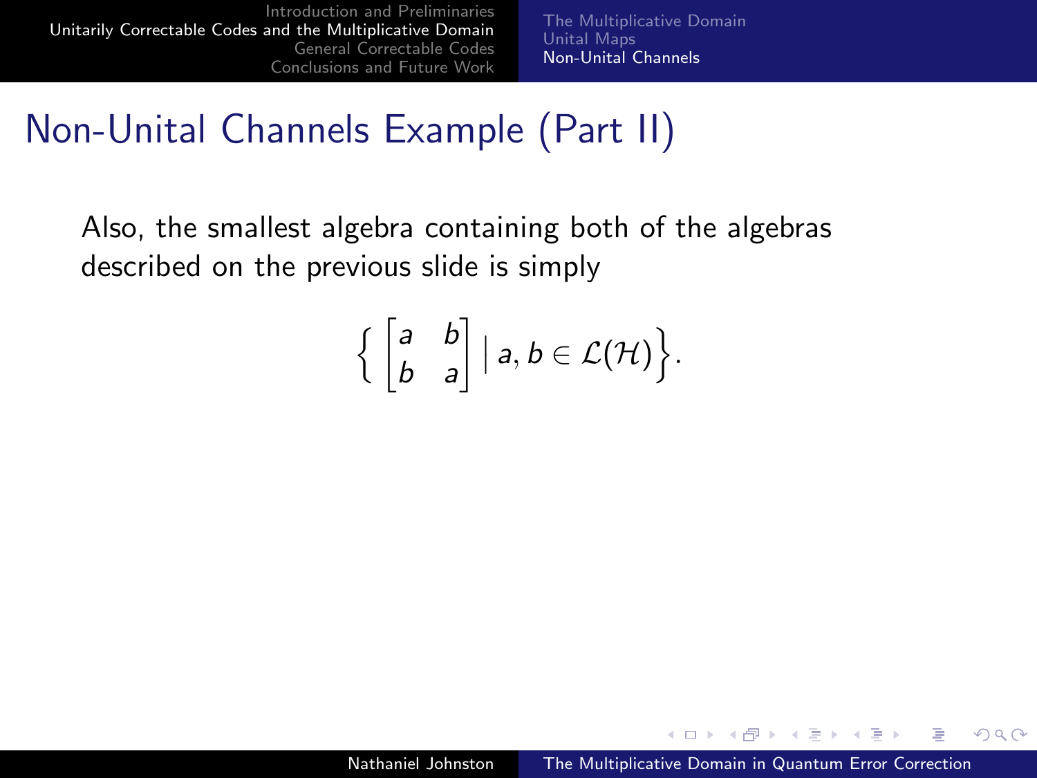# Non-Unital Channels Example (Part II)

Also, the smallest algebra containing both of the algebras described on the previous slide is simply

$$\left\{ \begin{bmatrix} a & b \\ b & a \end{bmatrix} \,\middle|\, a, b \in \mathcal{L}(\mathcal{H}) \right\}.$$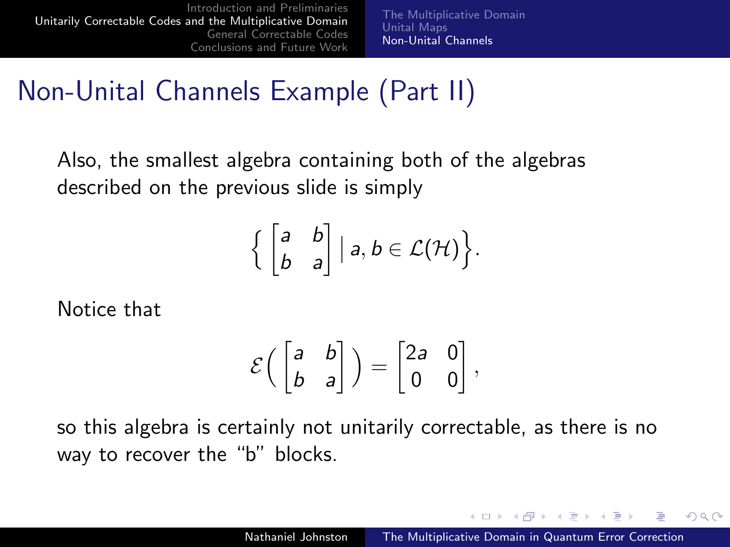# Non-Unital Channels Example (Part II)

Also, the smallest algebra containing both of the algebras described on the previous slide is simply

$$\left\{ \begin{bmatrix} a & b \\ b & a \end{bmatrix} \,\middle|\, a, b \in \mathcal{L}(\mathcal{H}) \right\}.$$

Notice that

$$\mathcal{E}\Big( \begin{bmatrix} a & b \\ b & a \end{bmatrix} \Big) = \begin{bmatrix} 2a & 0 \\ 0 & 0 \end{bmatrix},$$

so this algebra is certainly not unitarily correctable, as there is no way to recover the "b" blocks.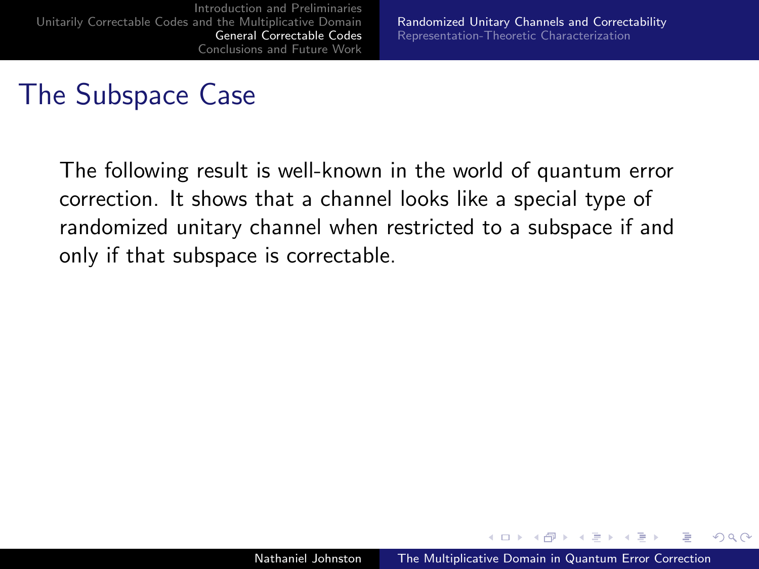# The Subspace Case

The following result is well-known in the world of quantum error correction. It shows that a channel looks like a special type of randomized unitary channel when restricted to a subspace if and only if that subspace is correctable.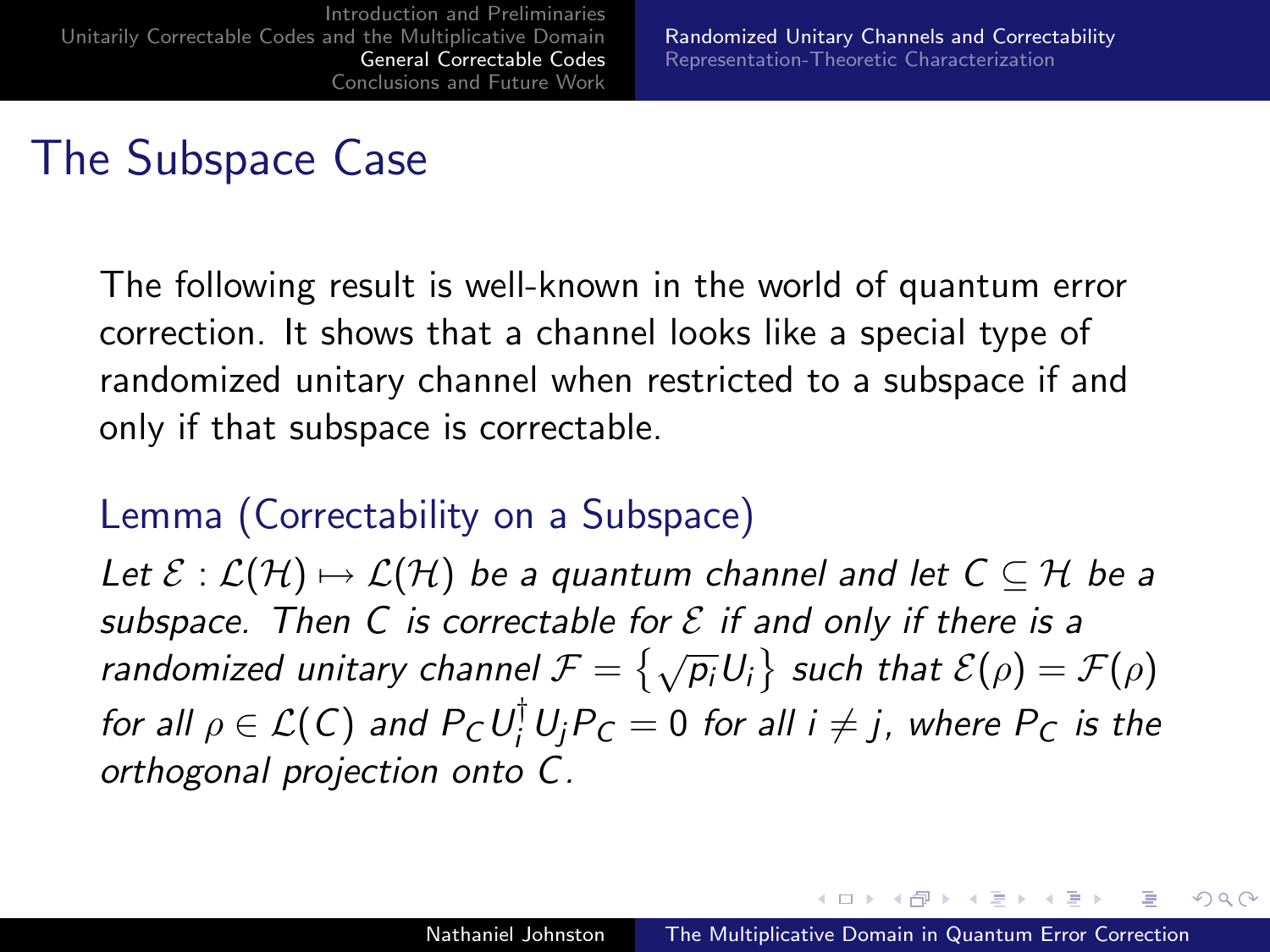# The Subspace Case

The following result is well-known in the world of quantum error correction. It shows that a channel looks like a special type of randomized unitary channel when restricted to a subspace if and only if that subspace is correctable.

## Lemma (Correctability on a Subspace)

*Let $\mathcal{E} : \mathcal{L}(\mathcal{H}) \mapsto \mathcal{L}(\mathcal{H})$ be a quantum channel and let $C \subseteq \mathcal{H}$ be a subspace. Then $C$ is correctable for $\mathcal{E}$ if and only if there is a randomized unitary channel $\mathcal{F} = \left\{ \sqrt{p_i} U_i \right\}$ such that $\mathcal{E}(\rho) = \mathcal{F}(\rho)$ for all $\rho \in \mathcal{L}(C)$ and $P_C U_i^\dagger U_j P_C = 0$ for all $i \neq j$, where $P_C$ is the orthogonal projection onto $C$.*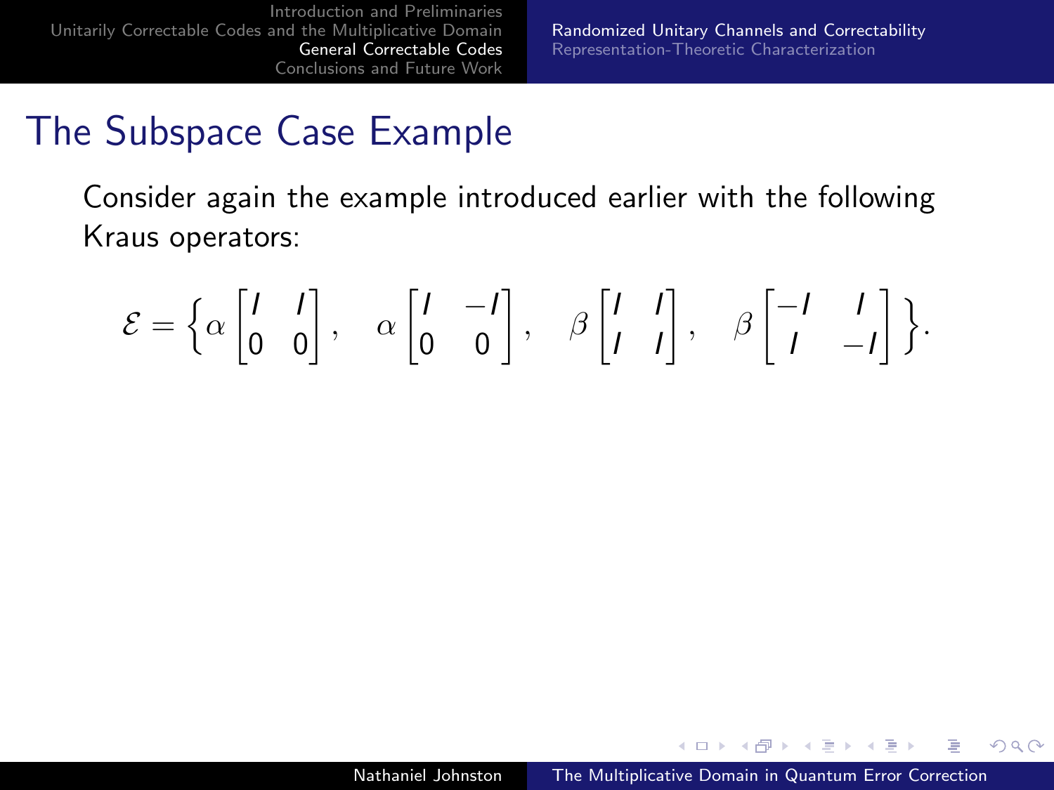# The Subspace Case Example

Consider again the example introduced earlier with the following Kraus operators:

$$\mathcal{E} = \left\{ \alpha \begin{bmatrix} I & I \\ 0 & 0 \end{bmatrix}, \quad \alpha \begin{bmatrix} I & -I \\ 0 & 0 \end{bmatrix}, \quad \beta \begin{bmatrix} I & I \\ I & I \end{bmatrix}, \quad \beta \begin{bmatrix} -I & I \\ I & -I \end{bmatrix} \right\}.$$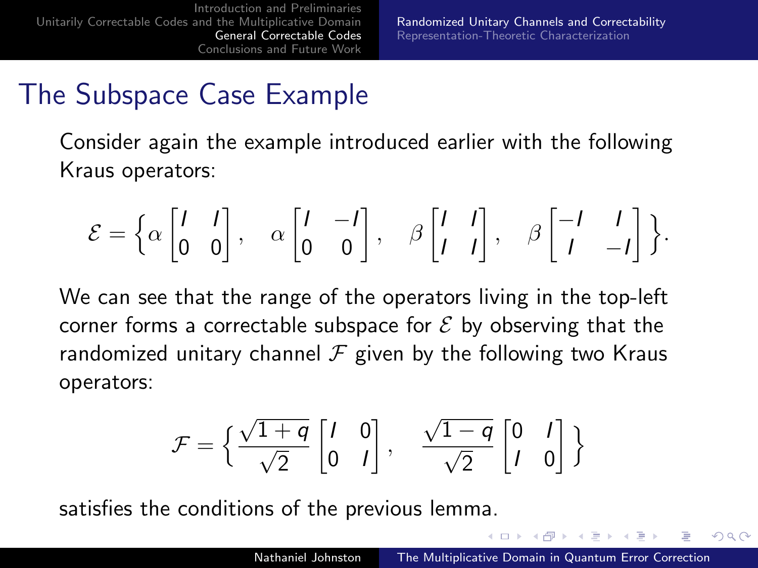## The Subspace Case Example

Consider again the example introduced earlier with the following Kraus operators:

$$\mathcal{E} = \left\{ \alpha \begin{bmatrix} I & I \\ 0 & 0 \end{bmatrix}, \quad \alpha \begin{bmatrix} I & -I \\ 0 & 0 \end{bmatrix}, \quad \beta \begin{bmatrix} I & I \\ I & I \end{bmatrix}, \quad \beta \begin{bmatrix} -I & I \\ I & -I \end{bmatrix} \right\}.$$

We can see that the range of the operators living in the top-left corner forms a correctable subspace for $\mathcal{E}$ by observing that the randomized unitary channel $\mathcal{F}$ given by the following two Kraus operators:

$$\mathcal{F} = \left\{ \frac{\sqrt{1+q}}{\sqrt{2}} \begin{bmatrix} I & 0 \\ 0 & I \end{bmatrix}, \quad \frac{\sqrt{1-q}}{\sqrt{2}} \begin{bmatrix} 0 & I \\ I & 0 \end{bmatrix} \right\}$$

satisfies the conditions of the previous lemma.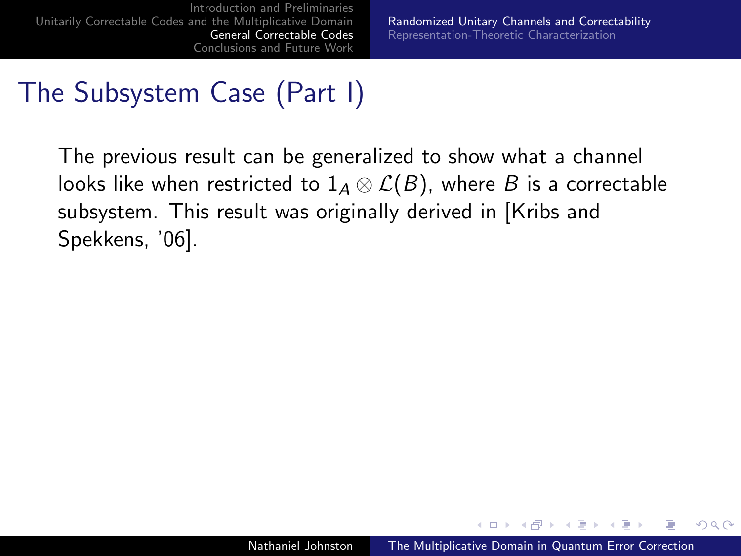## The Subsystem Case (Part I)

The previous result can be generalized to show what a channel looks like when restricted to $1_A \otimes \mathcal{L}(B)$, where $B$ is a correctable subsystem. This result was originally derived in [Kribs and Spekkens, '06].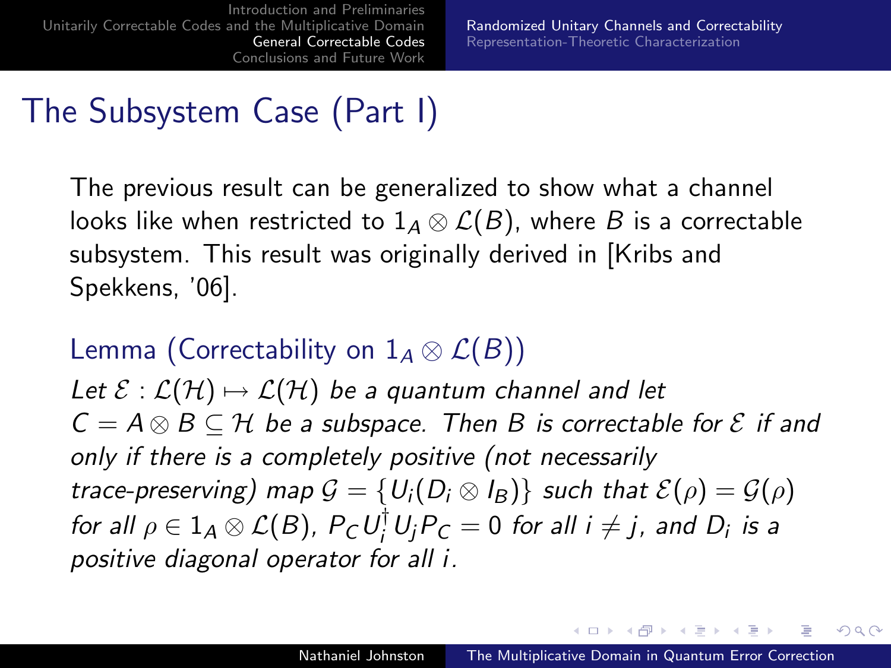# The Subsystem Case (Part I)

The previous result can be generalized to show what a channel looks like when restricted to $1_A \otimes \mathcal{L}(B)$, where $B$ is a correctable subsystem. This result was originally derived in [Kribs and Spekkens, '06].

**Lemma (Correctability on $1_A \otimes \mathcal{L}(B)$)**

*Let $\mathcal{E} : \mathcal{L}(\mathcal{H}) \mapsto \mathcal{L}(\mathcal{H})$ be a quantum channel and let $C = A \otimes B \subseteq \mathcal{H}$ be a subspace. Then $B$ is correctable for $\mathcal{E}$ if and only if there is a completely positive (not necessarily trace-preserving) map $\mathcal{G} = \{U_i(D_i \otimes I_B)\}$ such that $\mathcal{E}(\rho) = \mathcal{G}(\rho)$ for all $\rho \in 1_A \otimes \mathcal{L}(B)$, $P_C U_i^\dagger U_j P_C = 0$ for all $i \neq j$, and $D_i$ is a positive diagonal operator for all $i$.*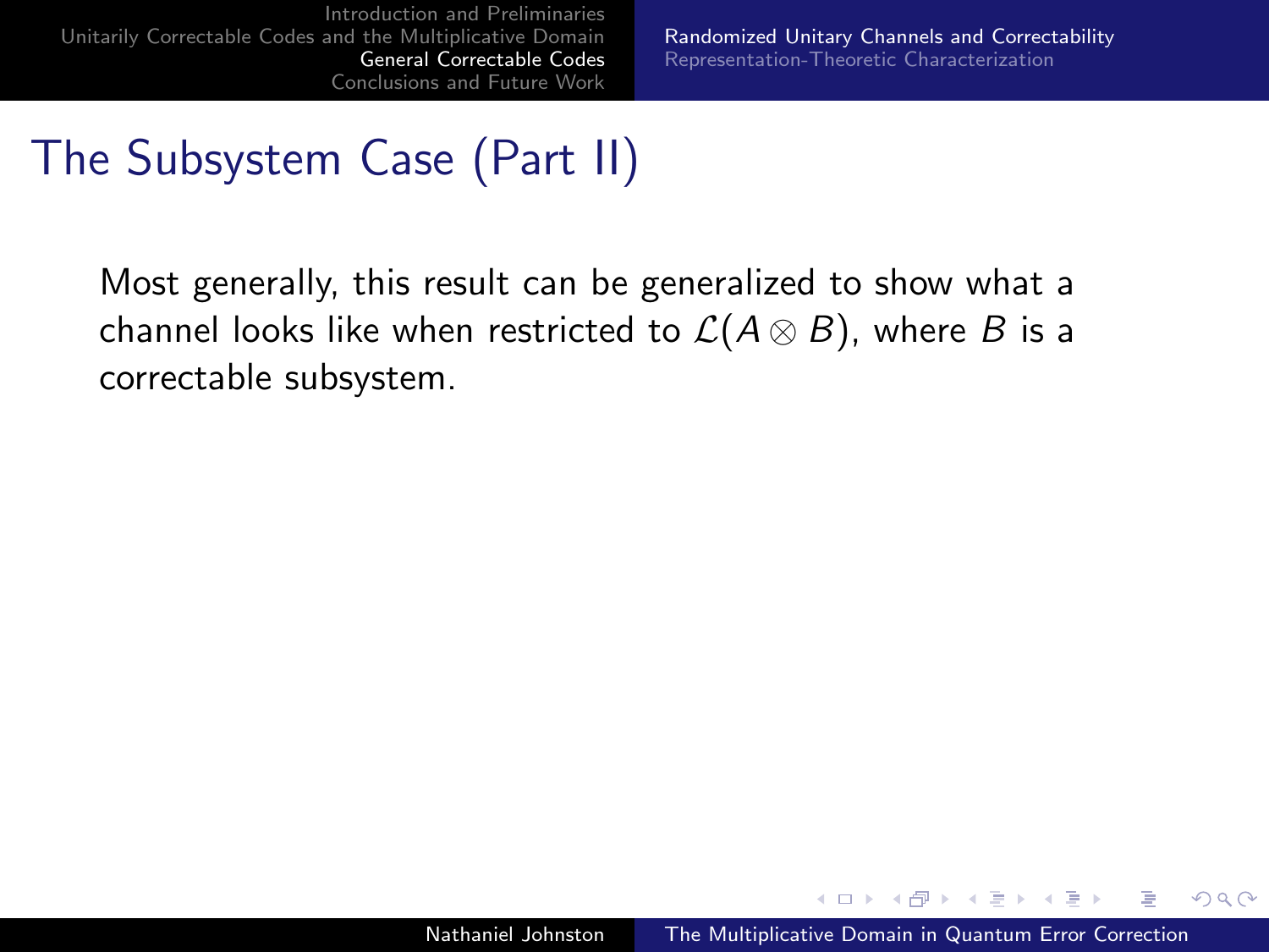# The Subsystem Case (Part II)

Most generally, this result can be generalized to show what a channel looks like when restricted to $\mathcal{L}(A \otimes B)$, where $B$ is a correctable subsystem.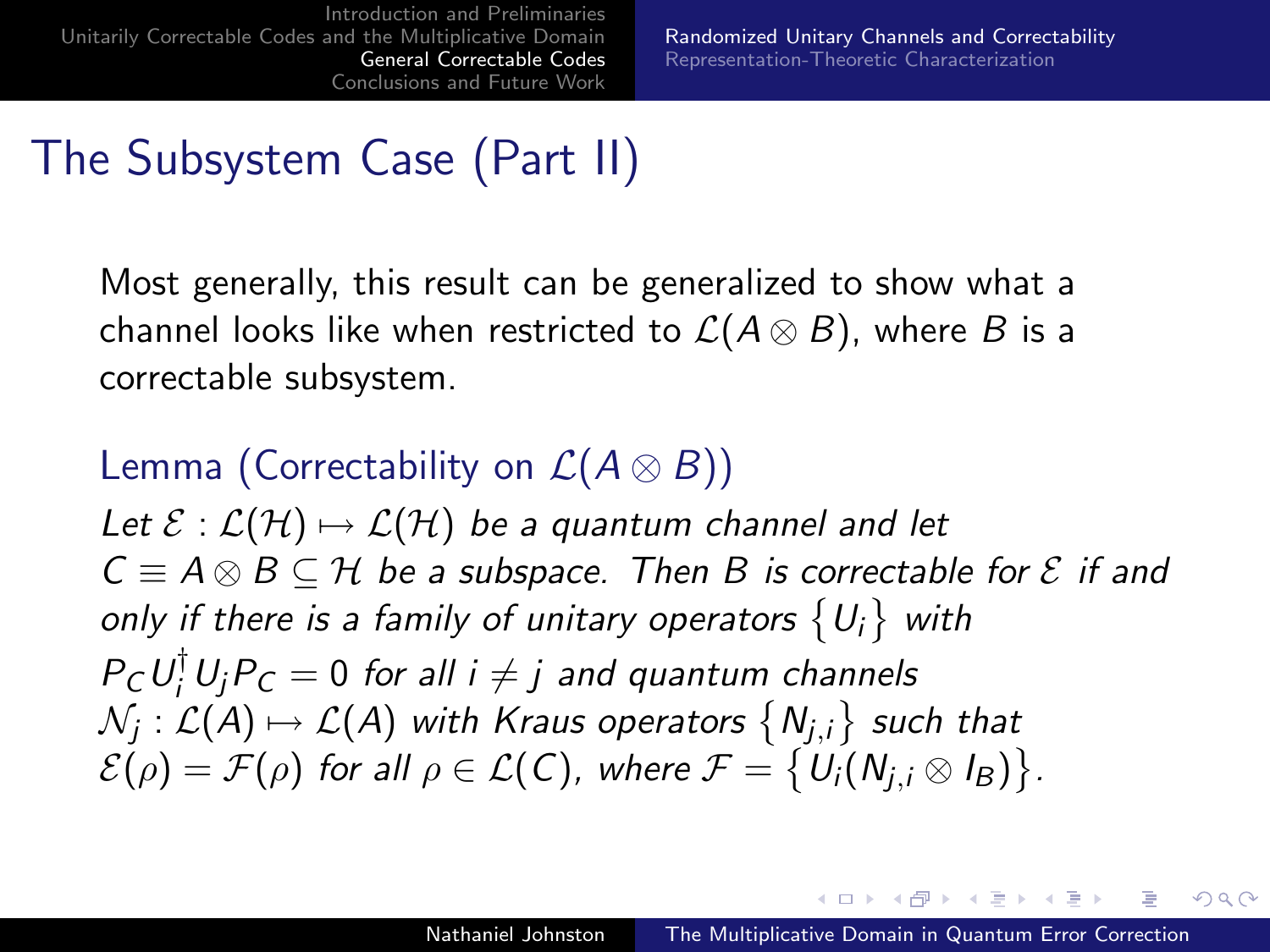# The Subsystem Case (Part II)

Most generally, this result can be generalized to show what a channel looks like when restricted to $\mathcal{L}(A \otimes B)$, where $B$ is a correctable subsystem.

**Lemma (Correctability on $\mathcal{L}(A \otimes B)$)**

*Let $\mathcal{E} : \mathcal{L}(\mathcal{H}) \mapsto \mathcal{L}(\mathcal{H})$ be a quantum channel and let $C \equiv A \otimes B \subseteq \mathcal{H}$ be a subspace. Then $B$ is correctable for $\mathcal{E}$ if and only if there is a family of unitary operators $\{U_i\}$ with $P_C U_i^\dagger U_j P_C = 0$ for all $i \neq j$ and quantum channels $\mathcal{N}_j : \mathcal{L}(A) \mapsto \mathcal{L}(A)$ with Kraus operators $\{N_{j,i}\}$ such that $\mathcal{E}(\rho) = \mathcal{F}(\rho)$ for all $\rho \in \mathcal{L}(C)$, where $\mathcal{F} = \{U_i(N_{j,i} \otimes I_B)\}$.*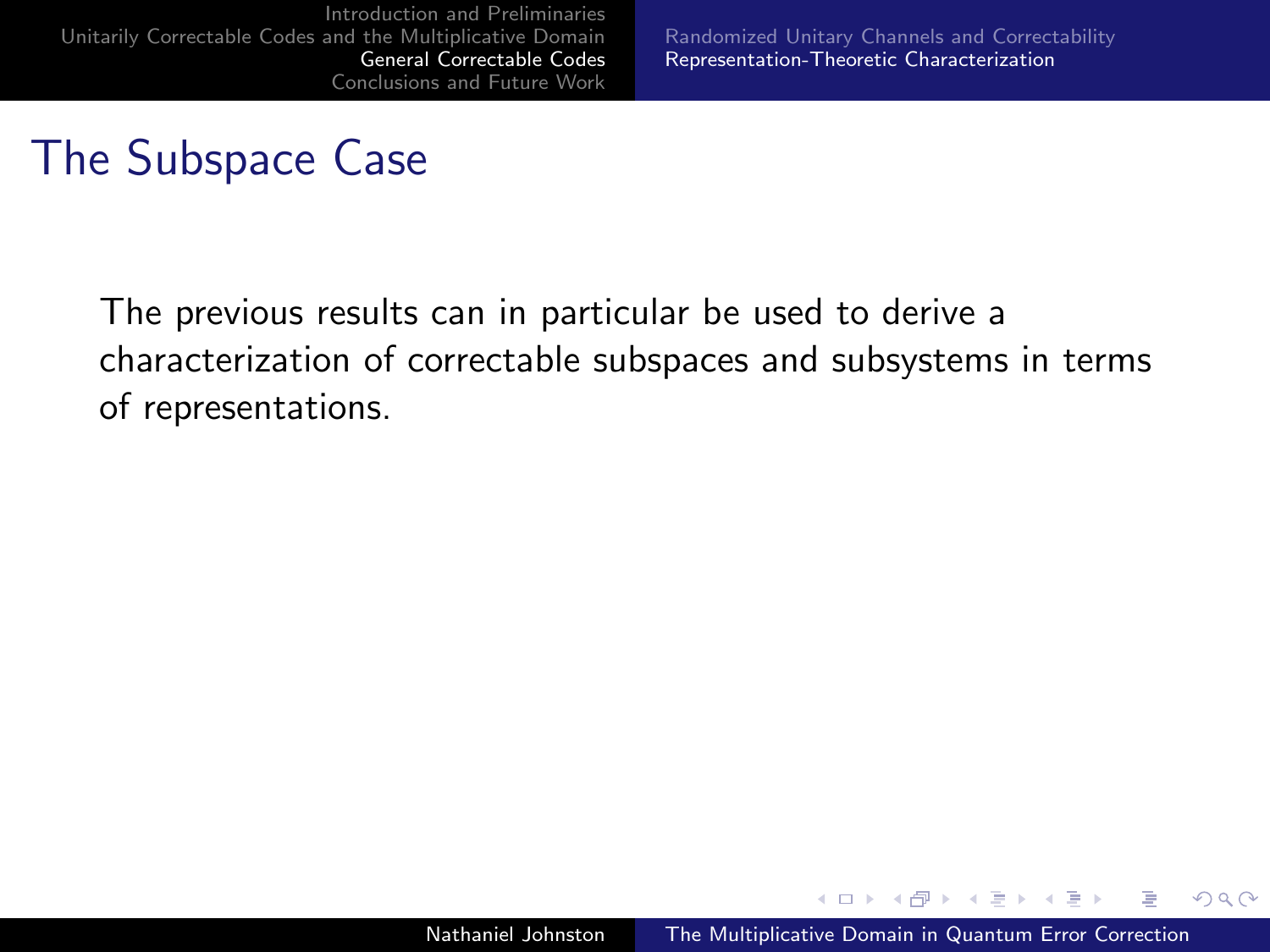## The Subspace Case

The previous results can in particular be used to derive a characterization of correctable subspaces and subsystems in terms of representations.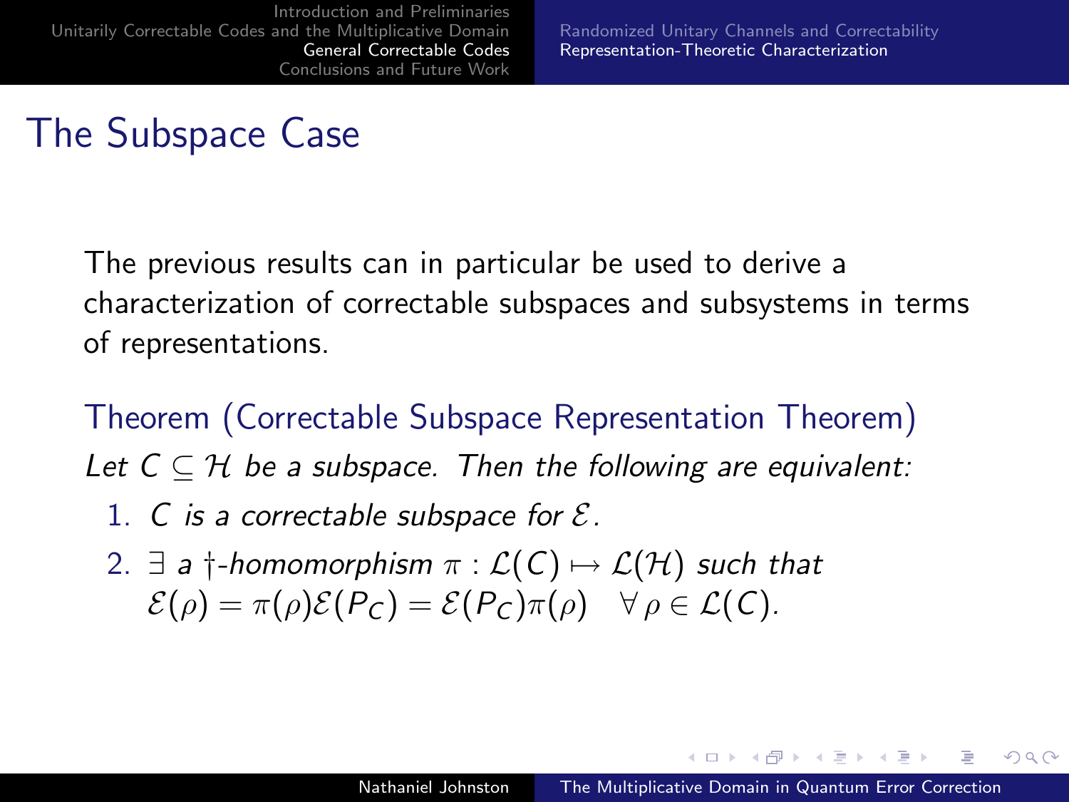# The Subspace Case

The previous results can in particular be used to derive a characterization of correctable subspaces and subsystems in terms of representations.

**Theorem (Correctable Subspace Representation Theorem)**

*Let $C \subseteq \mathcal{H}$ be a subspace. Then the following are equivalent:*

1. *$C$ is a correctable subspace for $\mathcal{E}$.*
2. *$\exists$ a $\dagger$-homomorphism $\pi : \mathcal{L}(C) \mapsto \mathcal{L}(\mathcal{H})$ such that $\mathcal{E}(\rho) = \pi(\rho)\mathcal{E}(P_C) = \mathcal{E}(P_C)\pi(\rho) \quad \forall \rho \in \mathcal{L}(C)$.*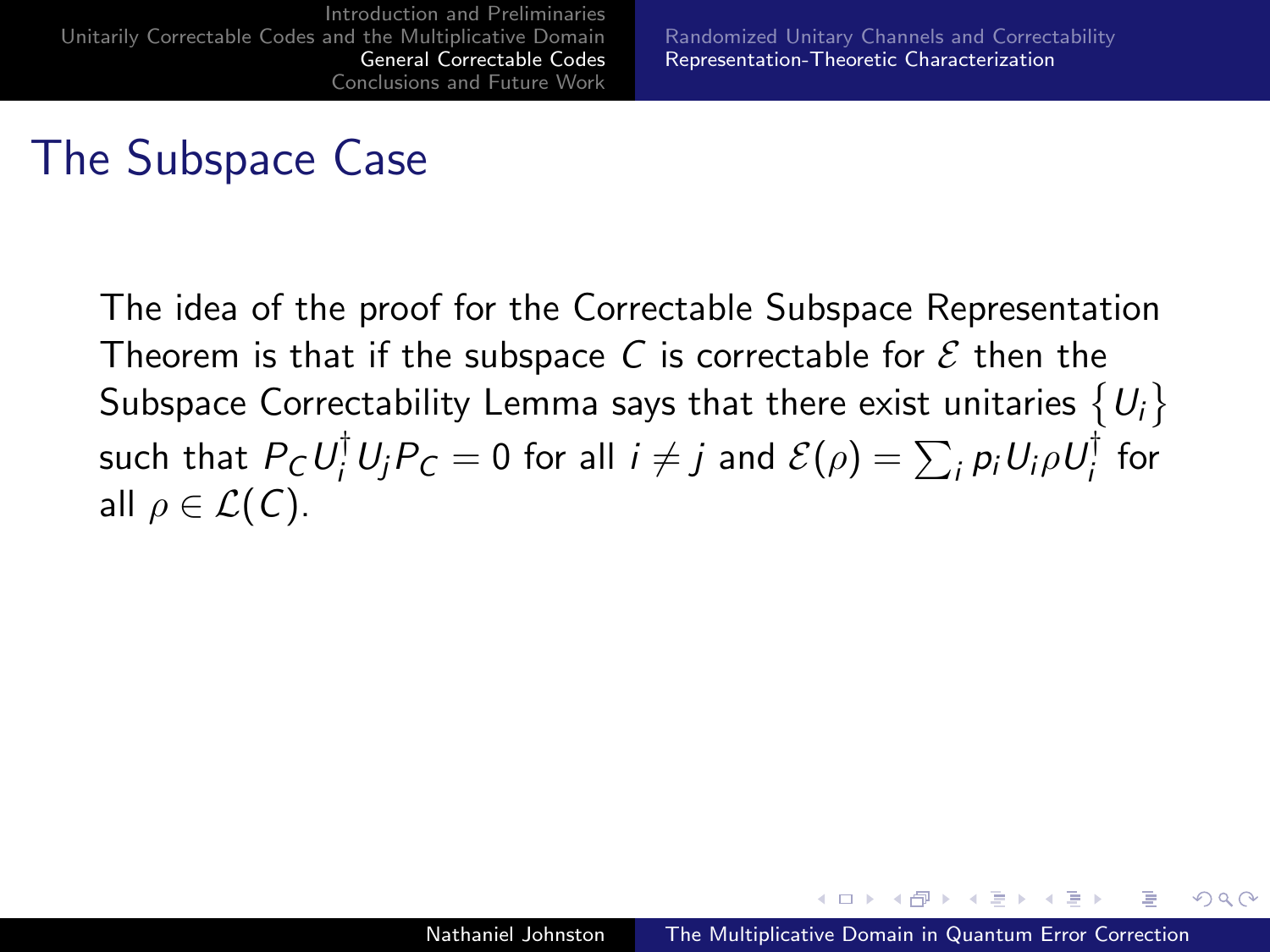## The Subspace Case

The idea of the proof for the Correctable Subspace Representation Theorem is that if the subspace $C$ is correctable for $\mathcal{E}$ then the Subspace Correctability Lemma says that there exist unitaries $\{U_i\}$ such that $P_C U_i^\dagger U_j P_C = 0$ for all $i \neq j$ and $\mathcal{E}(\rho) = \sum_i p_i U_i \rho U_i^\dagger$ for all $\rho \in \mathcal{L}(C)$.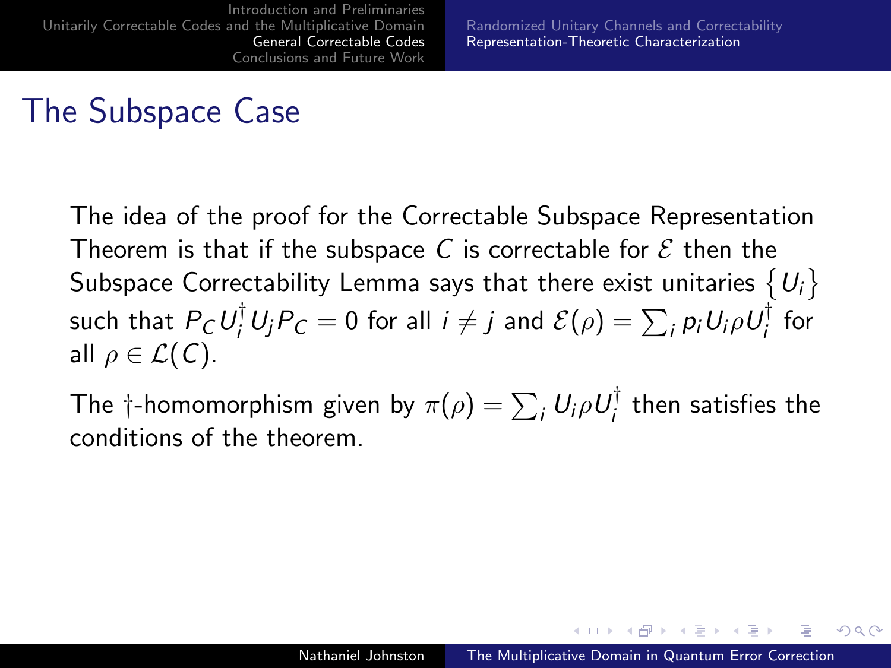# The Subspace Case

The idea of the proof for the Correctable Subspace Representation Theorem is that if the subspace $C$ is correctable for $\mathcal{E}$ then the Subspace Correctability Lemma says that there exist unitaries $\{U_i\}$ such that $P_C U_i^\dagger U_j P_C = 0$ for all $i \neq j$ and $\mathcal{E}(\rho) = \sum_i p_i U_i \rho U_i^\dagger$ for all $\rho \in \mathcal{L}(C)$.

The $\dagger$-homomorphism given by $\pi(\rho) = \sum_i U_i \rho U_i^\dagger$ then satisfies the conditions of the theorem.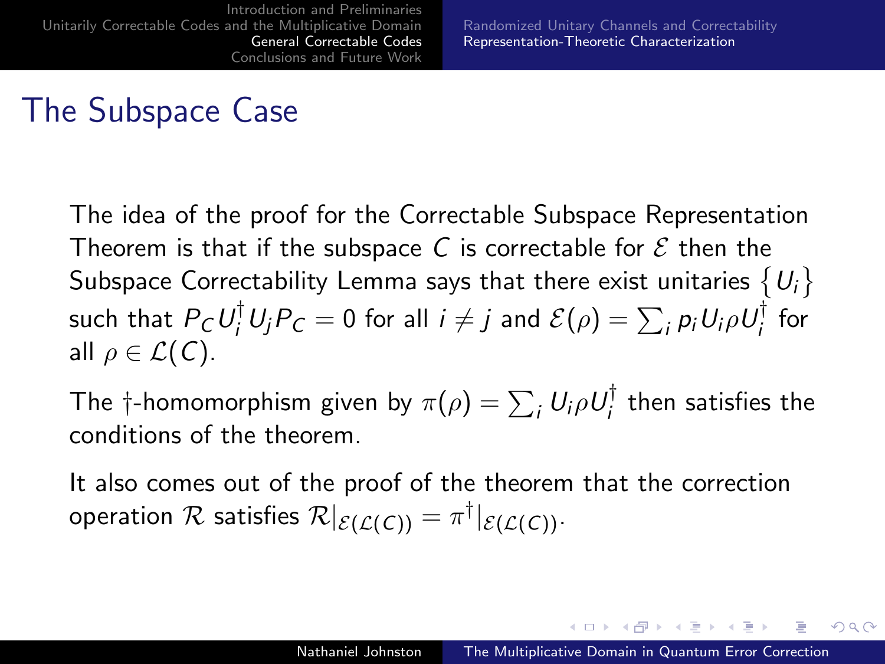# The Subspace Case

The idea of the proof for the Correctable Subspace Representation Theorem is that if the subspace $C$ is correctable for $\mathcal{E}$ then the Subspace Correctability Lemma says that there exist unitaries $\{U_i\}$ such that $P_C U_i^\dagger U_j P_C = 0$ for all $i \neq j$ and $\mathcal{E}(\rho) = \sum_i p_i U_i \rho U_i^\dagger$ for all $\rho \in \mathcal{L}(C)$.

The $\dagger$-homomorphism given by $\pi(\rho) = \sum_i U_i \rho U_i^\dagger$ then satisfies the conditions of the theorem.

It also comes out of the proof of the theorem that the correction operation $\mathcal{R}$ satisfies $\mathcal{R}|_{\mathcal{E}(\mathcal{L}(C))} = \pi^\dagger|_{\mathcal{E}(\mathcal{L}(C))}$.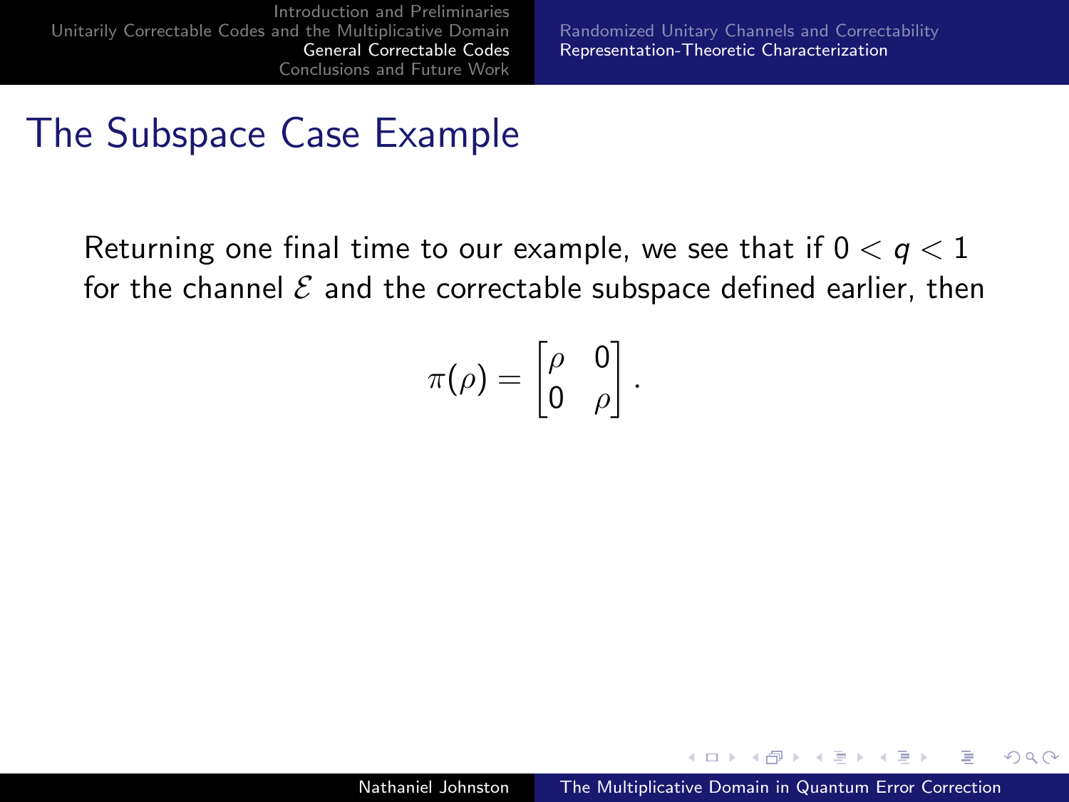# The Subspace Case Example

Returning one final time to our example, we see that if $0 < q < 1$ for the channel $\mathcal{E}$ and the correctable subspace defined earlier, then

$$\pi(\rho) = \begin{bmatrix} \rho & 0 \\ 0 & \rho \end{bmatrix}.$$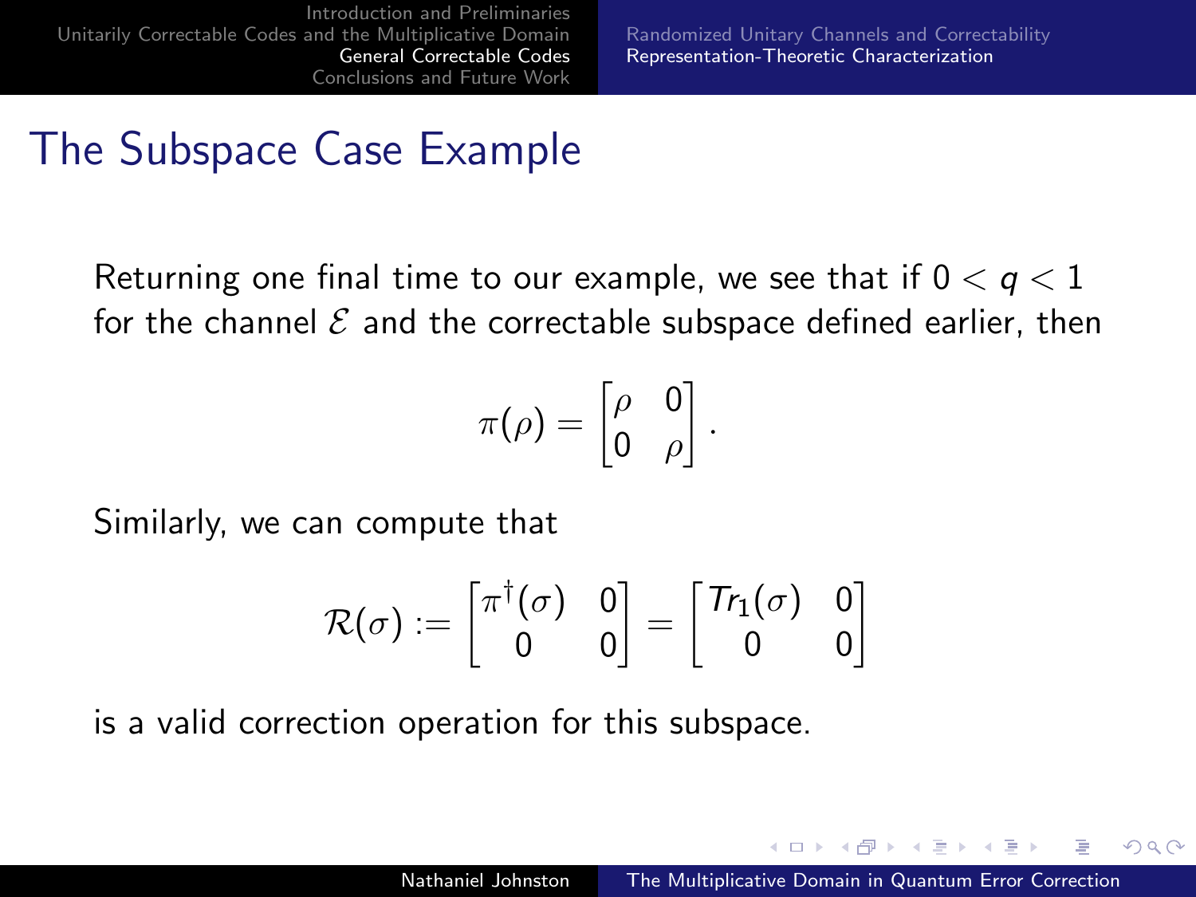# The Subspace Case Example

Returning one final time to our example, we see that if $0 < q < 1$ for the channel $\mathcal{E}$ and the correctable subspace defined earlier, then

$$\pi(\rho) = \begin{bmatrix} \rho & 0 \\ 0 & \rho \end{bmatrix}.$$

Similarly, we can compute that

$$\mathcal{R}(\sigma) := \begin{bmatrix} \pi^\dagger(\sigma) & 0 \\ 0 & 0 \end{bmatrix} = \begin{bmatrix} Tr_1(\sigma) & 0 \\ 0 & 0 \end{bmatrix}$$

is a valid correction operation for this subspace.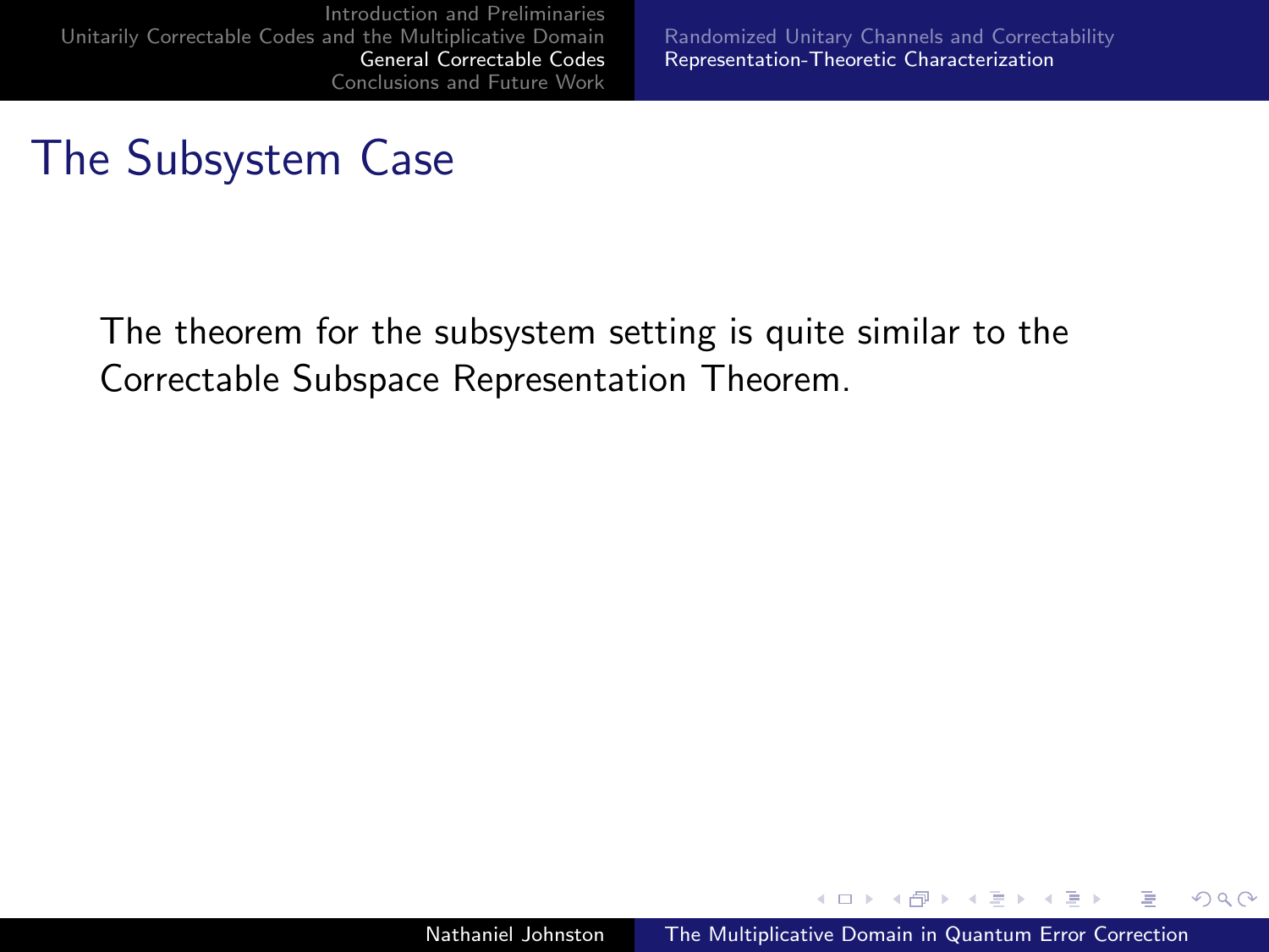# The Subsystem Case

The theorem for the subsystem setting is quite similar to the Correctable Subspace Representation Theorem.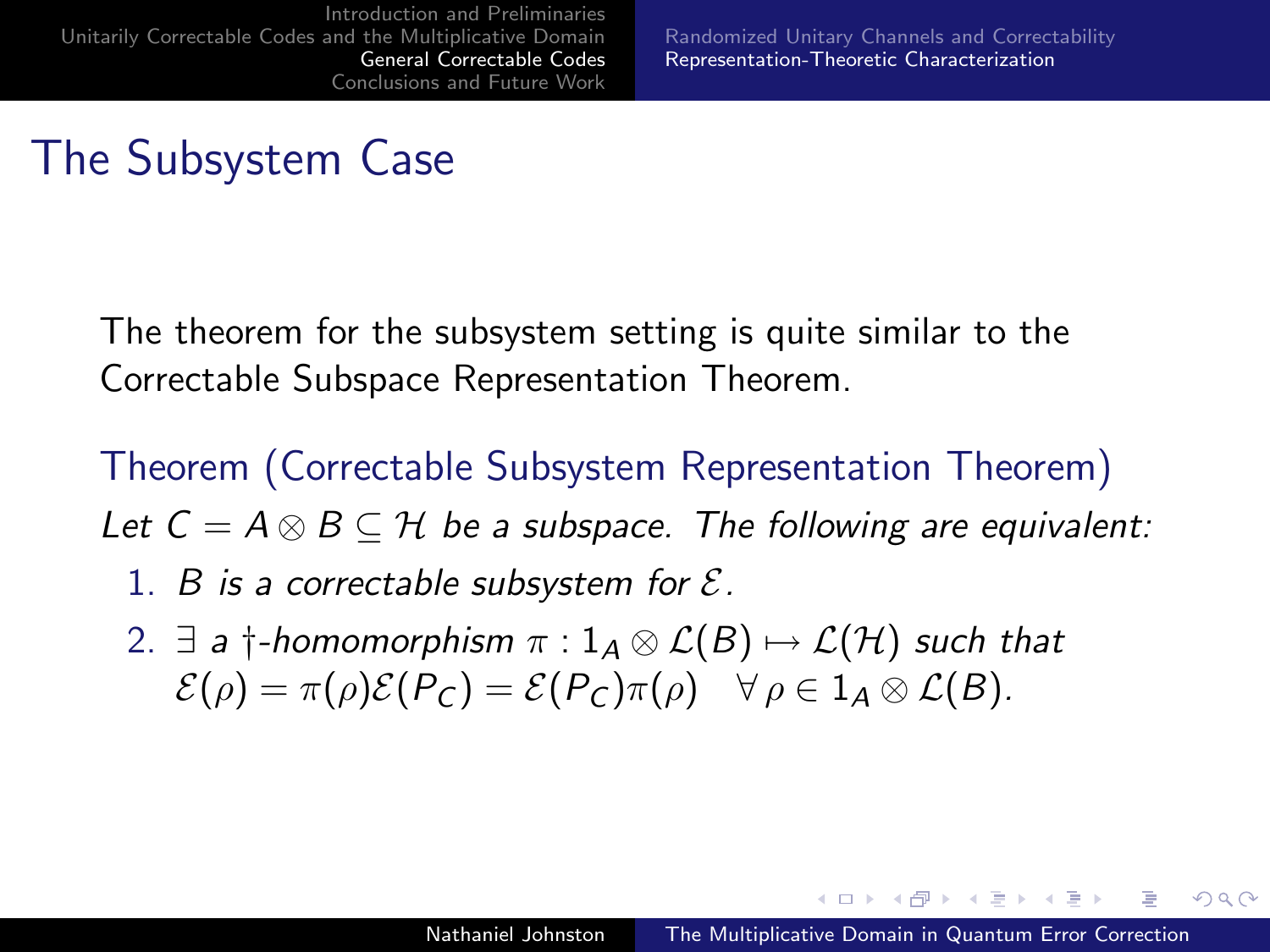# The Subsystem Case

The theorem for the subsystem setting is quite similar to the Correctable Subspace Representation Theorem.

**Theorem (Correctable Subsystem Representation Theorem)**

*Let $C = A \otimes B \subseteq \mathcal{H}$ be a subspace. The following are equivalent:*

1. *$B$ is a correctable subsystem for $\mathcal{E}$.*
2. *$\exists$ a $\dagger$-homomorphism $\pi : 1_A \otimes \mathcal{L}(B) \mapsto \mathcal{L}(\mathcal{H})$ such that $\mathcal{E}(\rho) = \pi(\rho)\mathcal{E}(P_C) = \mathcal{E}(P_C)\pi(\rho) \quad \forall\, \rho \in 1_A \otimes \mathcal{L}(B)$.*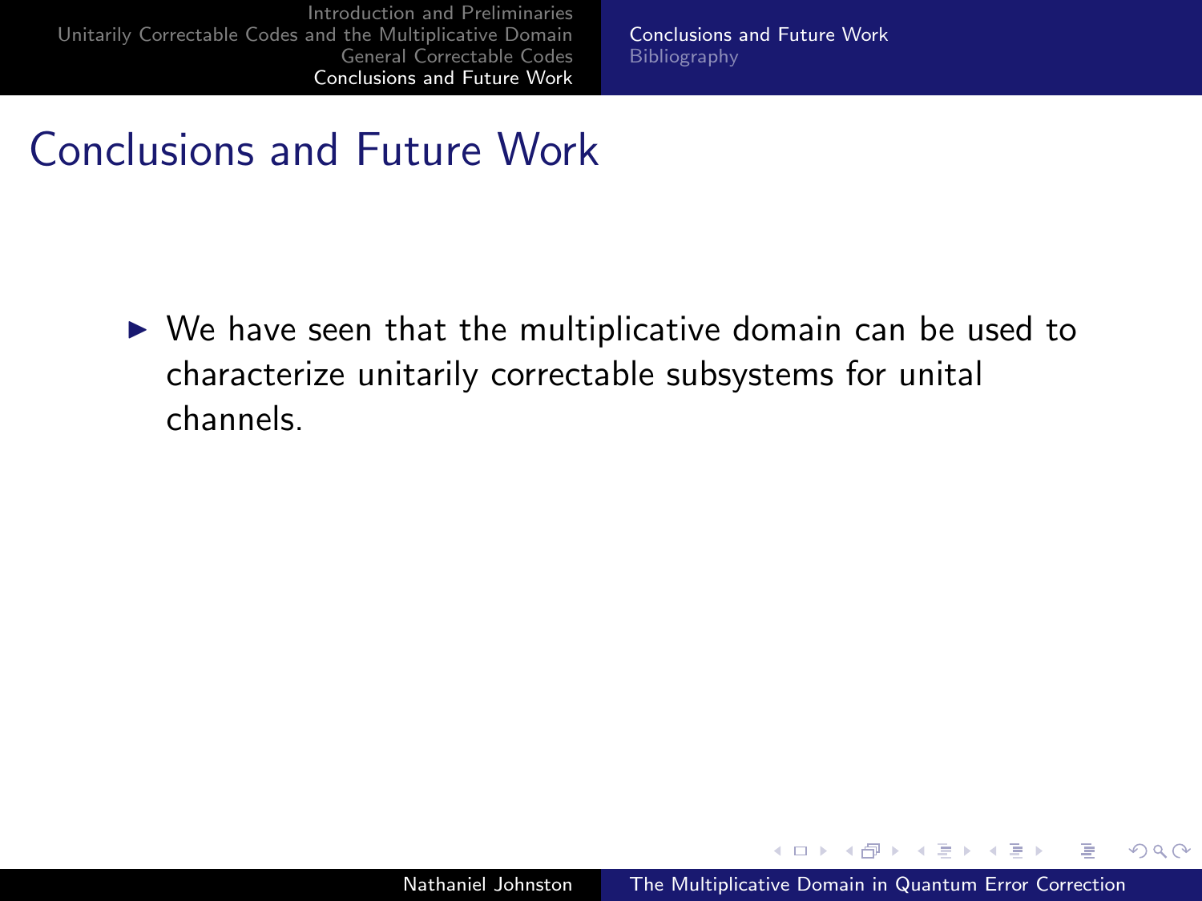# Conclusions and Future Work

- We have seen that the multiplicative domain can be used to characterize unitarily correctable subsystems for unital channels.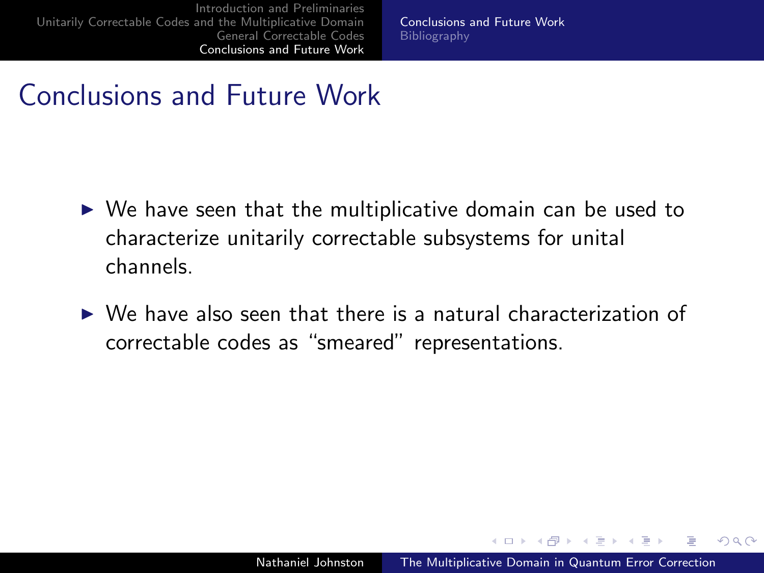# Conclusions and Future Work

- We have seen that the multiplicative domain can be used to characterize unitarily correctable subsystems for unital channels.
- We have also seen that there is a natural characterization of correctable codes as “smeared” representations.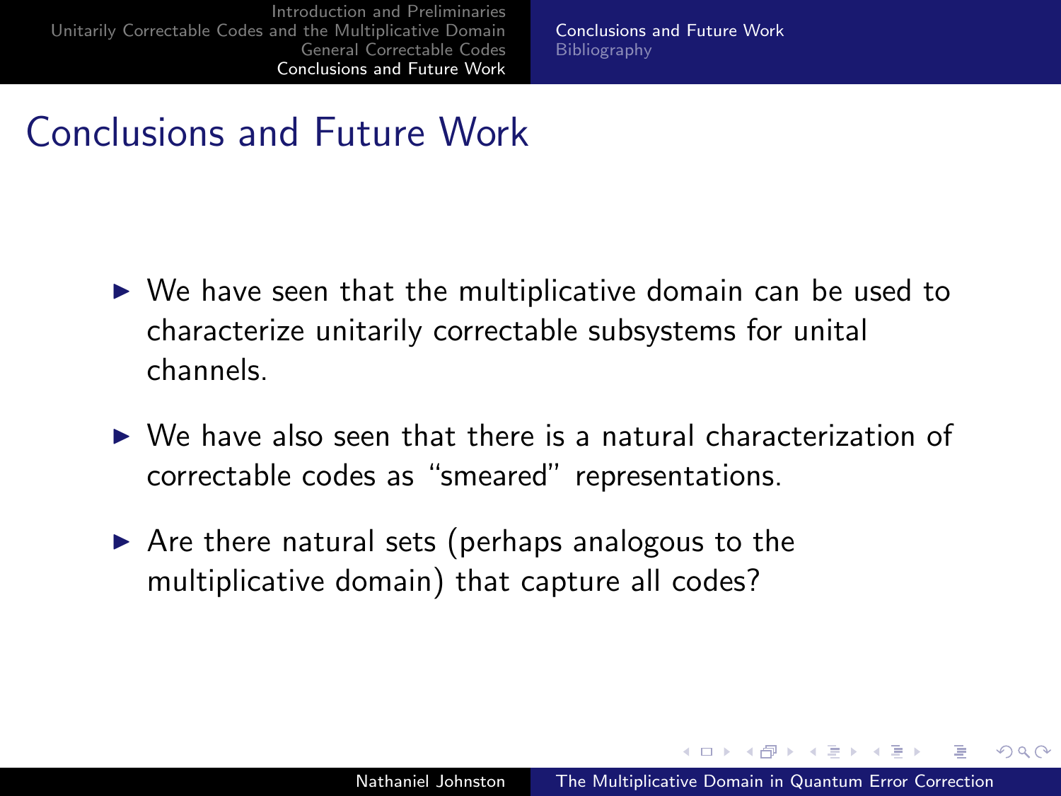# Conclusions and Future Work

- We have seen that the multiplicative domain can be used to characterize unitarily correctable subsystems for unital channels.
- We have also seen that there is a natural characterization of correctable codes as "smeared" representations.
- Are there natural sets (perhaps analogous to the multiplicative domain) that capture all codes?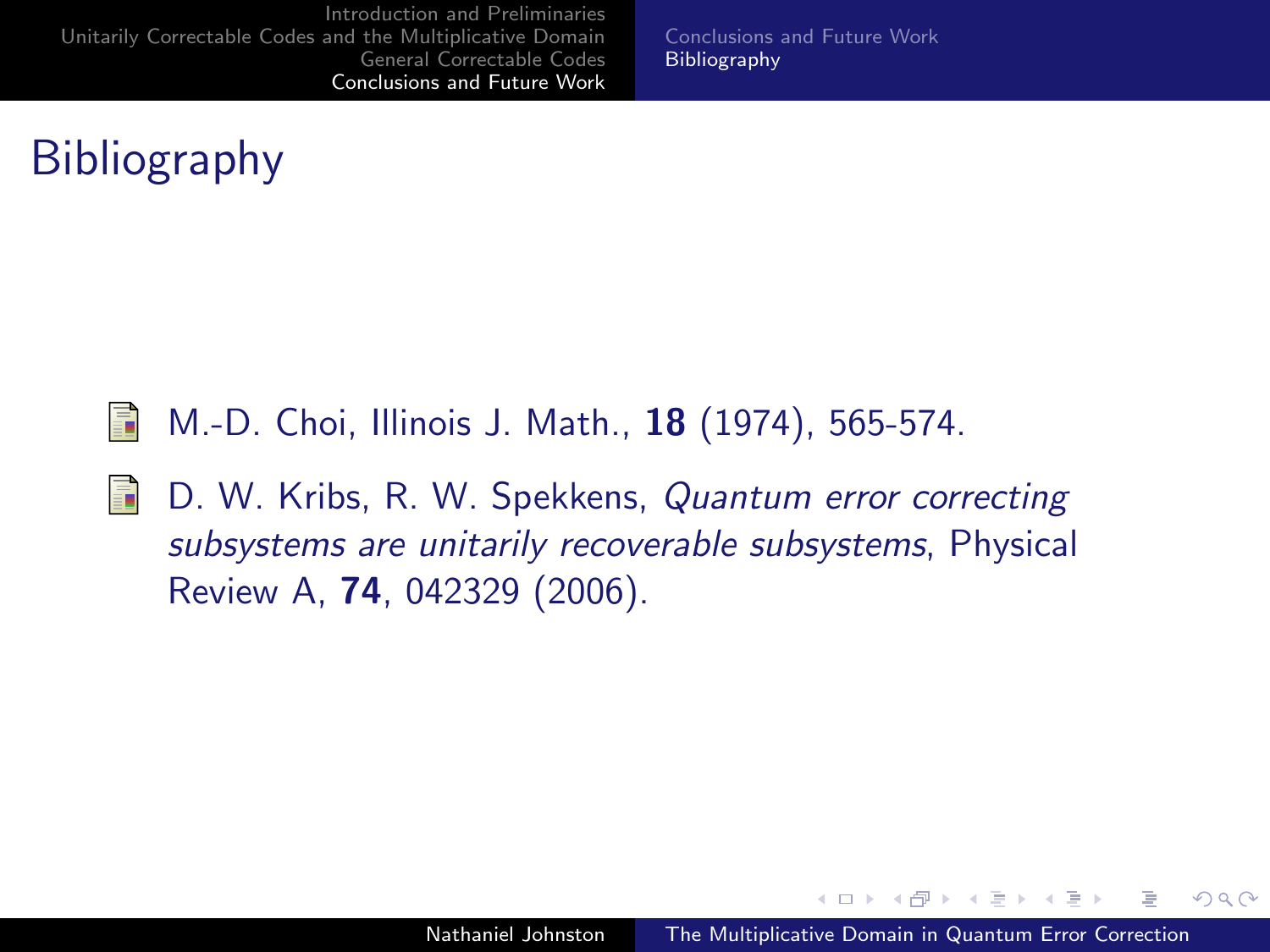# Bibliography

- M.-D. Choi, Illinois J. Math., **18** (1974), 565-574.

- D. W. Kribs, R. W. Spekkens, *Quantum error correcting subsystems are unitarily recoverable subsystems*, Physical Review A, **74**, 042329 (2006).